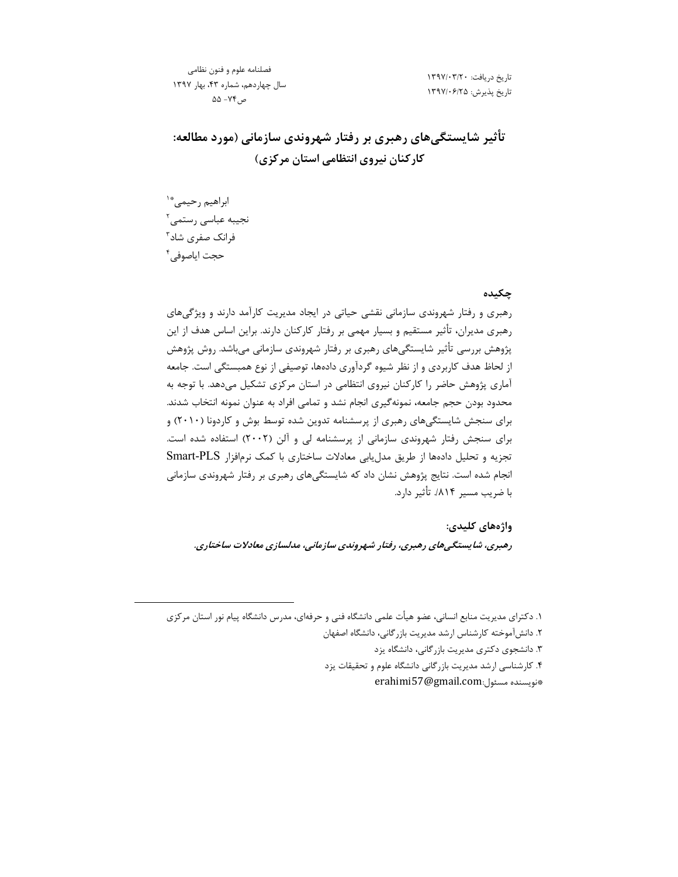# تأثیر شایستگی‌های رهبری بر رفتار شهروندی سازمانی (مورد مطالعه: کارکنان نیروی انتظامی استان مرکزی)

تاریخ دریافت: ۱۳۹۷/۰۳/۲۰
تاریخ پذیرش: ۱۳۹۷/۰۶/۲۵

ابراهیم رحیمی*[۱]
نجیبه عباسی رستمی[۲]
فرانک صفری شاد[۳]
حجت ایاصوفی[۴]

## چکیده

رهبری و رفتار شهروندی سازمانی نقشی حیاتی در ایجاد مدیریت کارآمد دارند و ویژگی‌های رهبری مدیران، تأثیر مستقیم و بسیار مهمی بر رفتار کارکنان دارند. براین اساس هدف از این پژوهش بررسی تأثیر شایستگی‌های رهبری بر رفتار شهروندی سازمانی می‌باشد. روش پژوهش از لحاظ هدف کاربردی و از نظر شیوه گردآوری داده‌ها، توصیفی از نوع همبستگی است. جامعه آماری پژوهش حاضر را کارکنان نیروی انتظامی در استان مرکزی تشکیل می‌دهد. با توجه به محدود بودن حجم جامعه، نمونه‌گیری انجام نشد و تمامی افراد به عنوان نمونه انتخاب شدند. برای سنجش شایستگی‌های رهبری از پرسشنامه تدوین شده توسط بوش و کاردونا (۲۰۱۰) و برای سنجش رفتار شهروندی سازمانی از پرسشنامه لی و آلن (۲۰۰۲) استفاده شده است. تجزیه و تحلیل داده‌ها از طریق مدل‌یابی معادلات ساختاری با کمک نرم‌افزار Smart-PLS انجام شده است. نتایج پژوهش نشان داد که شایستگی‌های رهبری بر رفتار شهروندی سازمانی با ضریب مسیر ۰/۸۱۴ تأثیر دارد.

**واژه‌های کلیدی:**

***رهبری، شایستگی‌های رهبری، رفتار شهروندی سازمانی، مدلسازی معادلات ساختاری.***

---

۱. دکترای مدیریت منابع انسانی، عضو هیأت علمی دانشگاه فنی و حرفه‌ای، مدرس دانشگاه پیام نور استان مرکزی
۲. دانش‌آموخته کارشناس ارشد مدیریت بازرگانی، دانشگاه اصفهان
۳. دانشجوی دکتری مدیریت بازرگانی، دانشگاه یزد
۴. کارشناسی ارشد مدیریت بازرگانی دانشگاه علوم و تحقیقات یزد
*نویسنده مسئول: erahimi57@gmail.com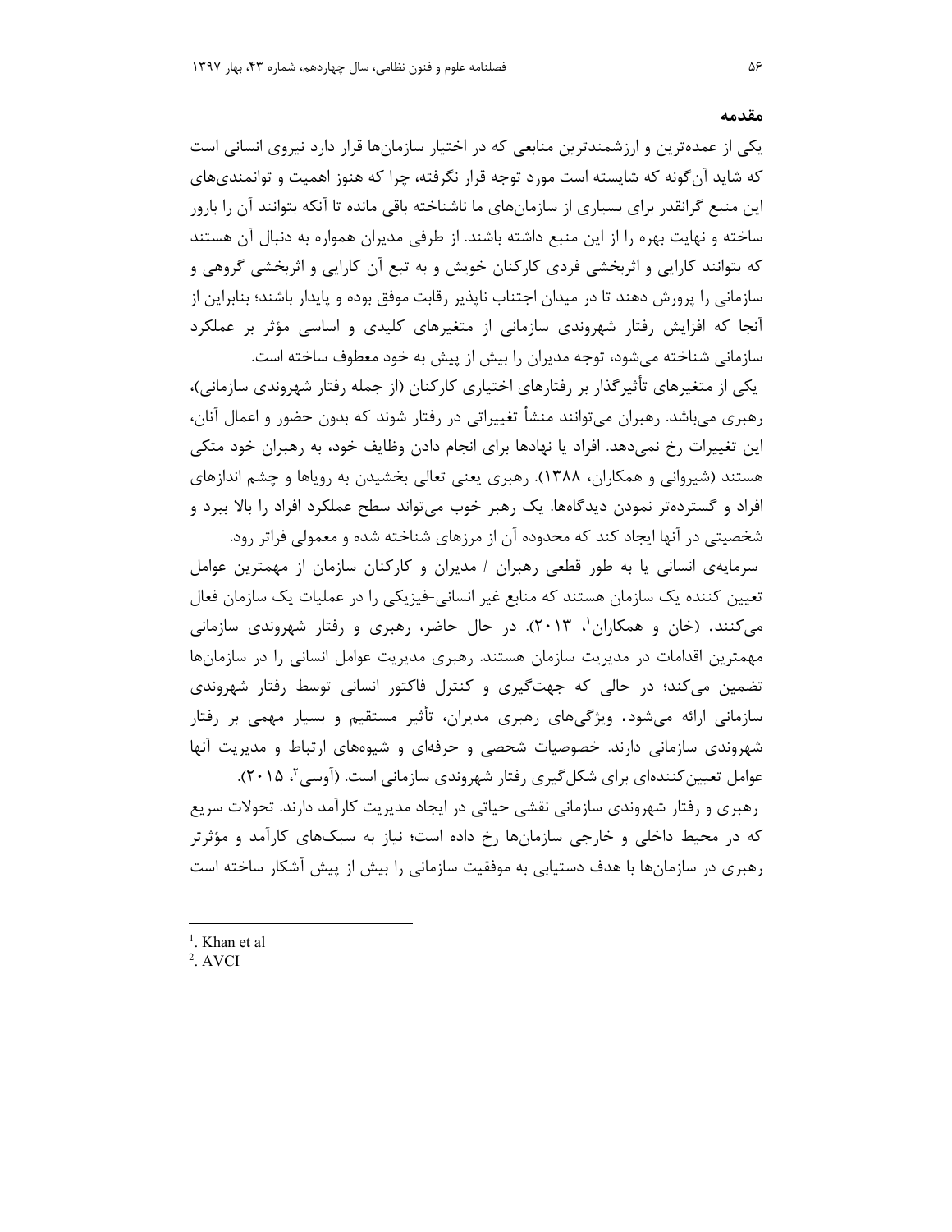## مقدمه

یکی از عمده‌ترین و ارزشمندترین منابعی که در اختیار سازمان‌ها قرار دارد نیروی انسانی است که شاید آن‌گونه که شایسته است مورد توجه قرار نگرفته، چرا که هنوز اهمیت و توانمندی‌های این منبع گرانقدر برای بسیاری از سازمان‌های ما ناشناخته باقی مانده تا آنکه بتوانند آن را بارور ساخته و نهایت بهره را از این منبع داشته باشند. از طرفی مدیران همواره به دنبال آن هستند که بتوانند کارایی و اثربخشی فردی کارکنان خویش و به تبع آن کارایی و اثربخشی گروهی و سازمانی را پرورش دهند تا در میدان اجتناب ناپذیر رقابت موفق بوده و پایدار باشند؛ بنابراین از آنجا که افزایش رفتار شهروندی سازمانی از متغیرهای کلیدی و اساسی مؤثر بر عملکرد سازمانی شناخته می‌شود، توجه مدیران را بیش از پیش به خود معطوف ساخته است.

یکی از متغیرهای تأثیرگذار بر رفتارهای اختیاری کارکنان (از جمله رفتار شهروندی سازمانی)، رهبری می‌باشد. رهبران می‌توانند منشأ تغییراتی در رفتار شوند که بدون حضور و اعمال آنان، این تغییرات رخ نمی‌دهد. افراد یا نهادها برای انجام دادن وظایف خود، به رهبران خود متکی هستند (شیروانی و همکاران، ۱۳۸۸). رهبری یعنی تعالی بخشیدن به رویاها و چشم اندازهای افراد و گسترده‌تر نمودن دیدگاه‌ها. یک رهبر خوب می‌تواند سطح عملکرد افراد را بالا ببرد و شخصیتی در آنها ایجاد کند که محدوده آن از مرزهای شناخته شده و معمولی فراتر رود.

سرمایه‌ی انسانی یا به طور قطعی رهبران / مدیران و کارکنان سازمان از مهمترین عوامل تعیین کننده یک سازمان هستند که منابع غیر انسانی-فیزیکی را در عملیات یک سازمان فعال می‌کنند. (خان و همکاران[1]، ۲۰۱۳). در حال حاضر، رهبری و رفتار شهروندی سازمانی مهمترین اقدامات در مدیریت سازمان هستند. رهبری مدیریت عوامل انسانی را در سازمان‌ها تضمین می‌کند؛ در حالی که جهت‌گیری و کنترل فاکتور انسانی توسط رفتار شهروندی سازمانی ارائه می‌شود. ویژگی‌های رهبری مدیران، تأثیر مستقیم و بسیار مهمی بر رفتار شهروندی سازمانی دارند. خصوصیات شخصی و حرفه‌ای و شیوه‌های ارتباط و مدیریت آنها عوامل تعیین‌کننده‌ای برای شکل‌گیری رفتار شهروندی سازمانی است. (آوسی[2]، ۲۰۱۵).

رهبری و رفتار شهروندی سازمانی نقشی حیاتی در ایجاد مدیریت کارآمد دارند. تحولات سریع که در محیط داخلی و خارجی سازمان‌ها رخ داده است؛ نیاز به سبک‌های کارآمد و مؤثرتر رهبری در سازمان‌ها با هدف دستیابی به موفقیت سازمانی را بیش از پیش آشکار ساخته است

---

[1]. Khan et al

[2]. AVCI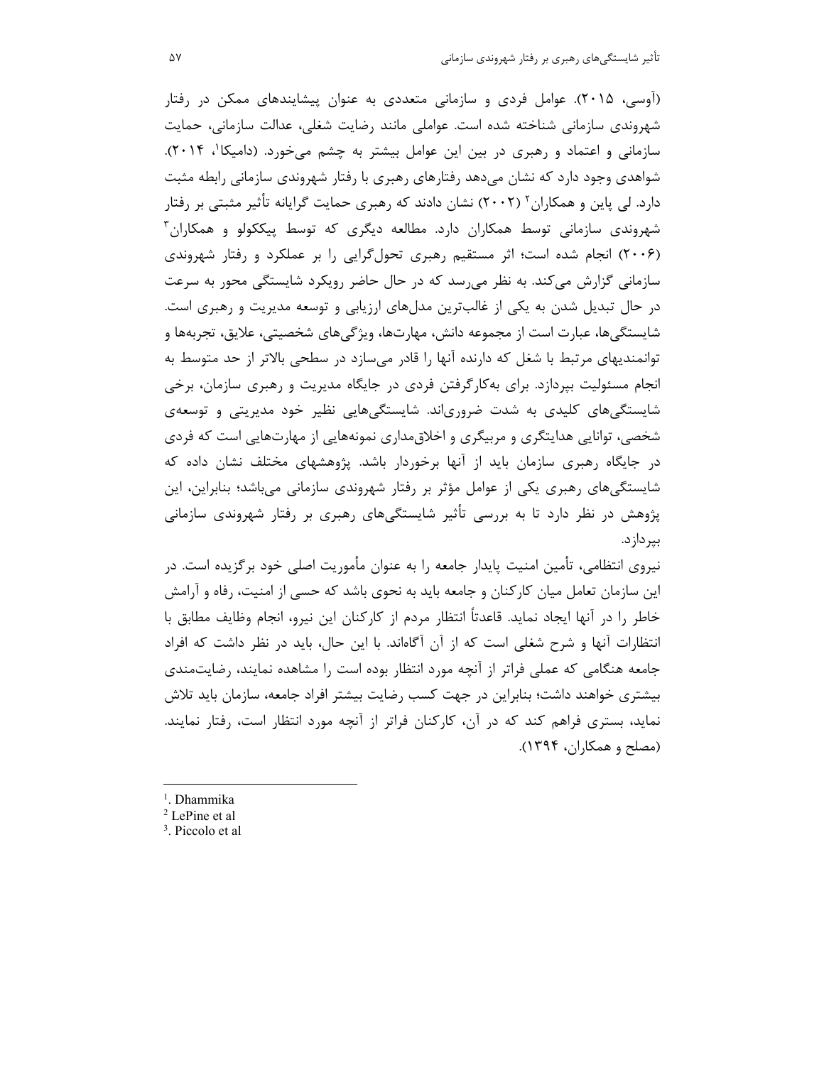(آوسی، ۲۰۱۵). عوامل فردی و سازمانی متعددی به عنوان پیشایندهای ممکن در رفتار شهروندی سازمانی شناخته شده است. عواملی مانند رضایت شغلی، عدالت سازمانی، حمایت سازمانی و اعتماد و رهبری در بین این عوامل بیشتر به چشم می‌خورد. (دامیکا[1]، ۲۰۱۴). شواهدی وجود دارد که نشان می‌دهد رفتارهای رهبری با رفتار شهروندی سازمانی رابطه مثبت دارد. لی پاین و همکاران[2] (۲۰۰۲) نشان دادند که رهبری حمایت گرایانه تأثیر مثبتی بر رفتار شهروندی سازمانی توسط همکاران دارد. مطالعه دیگری که توسط پیککولو و همکاران[3] (۲۰۰۶) انجام شده است؛ اثر مستقیم رهبری تحول‌گرایی را بر عملکرد و رفتار شهروندی سازمانی گزارش می‌کند. به نظر می‌رسد که در حال حاضر رویکرد شایستگی محور به سرعت در حال تبدیل شدن به یکی از غالب‌ترین مدل‌های ارزیابی و توسعه مدیریت و رهبری است. شایستگی‌ها، عبارت است از مجموعه دانش، مهارت‌ها، ویژگی‌های شخصیتی، علایق، تجربه‌ها و توانمندیهای مرتبط با شغل که دارنده آنها را قادر می‌سازد در سطحی بالاتر از حد متوسط به انجام مسئولیت بپردازد. برای به‌کارگرفتن فردی در جایگاه مدیریت و رهبری سازمان، برخی شایستگی‌های کلیدی به شدت ضروری‌اند. شایستگی‌هایی نظیر خود مدیریتی و توسعه‌ی شخصی، توانایی هدایتگری و مربیگری و اخلاق‌مداری نمونه‌هایی از مهارت‌هایی است که فردی در جایگاه رهبری سازمان باید از آنها برخوردار باشد. پژوهشهای مختلف نشان داده که شایستگی‌های رهبری یکی از عوامل مؤثر بر رفتار شهروندی سازمانی می‌باشد؛ بنابراین، این پژوهش در نظر دارد تا به بررسی تأثیر شایستگی‌های رهبری بر رفتار شهروندی سازمانی بپردازد.

نیروی انتظامی، تأمین امنیت پایدار جامعه را به عنوان مأموریت اصلی خود برگزیده است. در این سازمان تعامل میان کارکنان و جامعه باید به نحوی باشد که حسی از امنیت، رفاه و آرامش خاطر را در آنها ایجاد نماید. قاعدتاً انتظار مردم از کارکنان این نیرو، انجام وظایف مطابق با انتظارات آنها و شرح شغلی است که از آن آگاه‌اند. با این حال، باید در نظر داشت که افراد جامعه هنگامی که عملی فراتر از آنچه مورد انتظار بوده است را مشاهده نمایند، رضایت‌مندی بیشتری خواهند داشت؛ بنابراین در جهت کسب رضایت بیشتر افراد جامعه، سازمان باید تلاش نماید، بستری فراهم کند که در آن، کارکنان فراتر از آنچه مورد انتظار است، رفتار نمایند. (مصلح و همکاران، ۱۳۹۴).

---

[1]. Dhammika

[2] LePine et al

[3]. Piccolo et al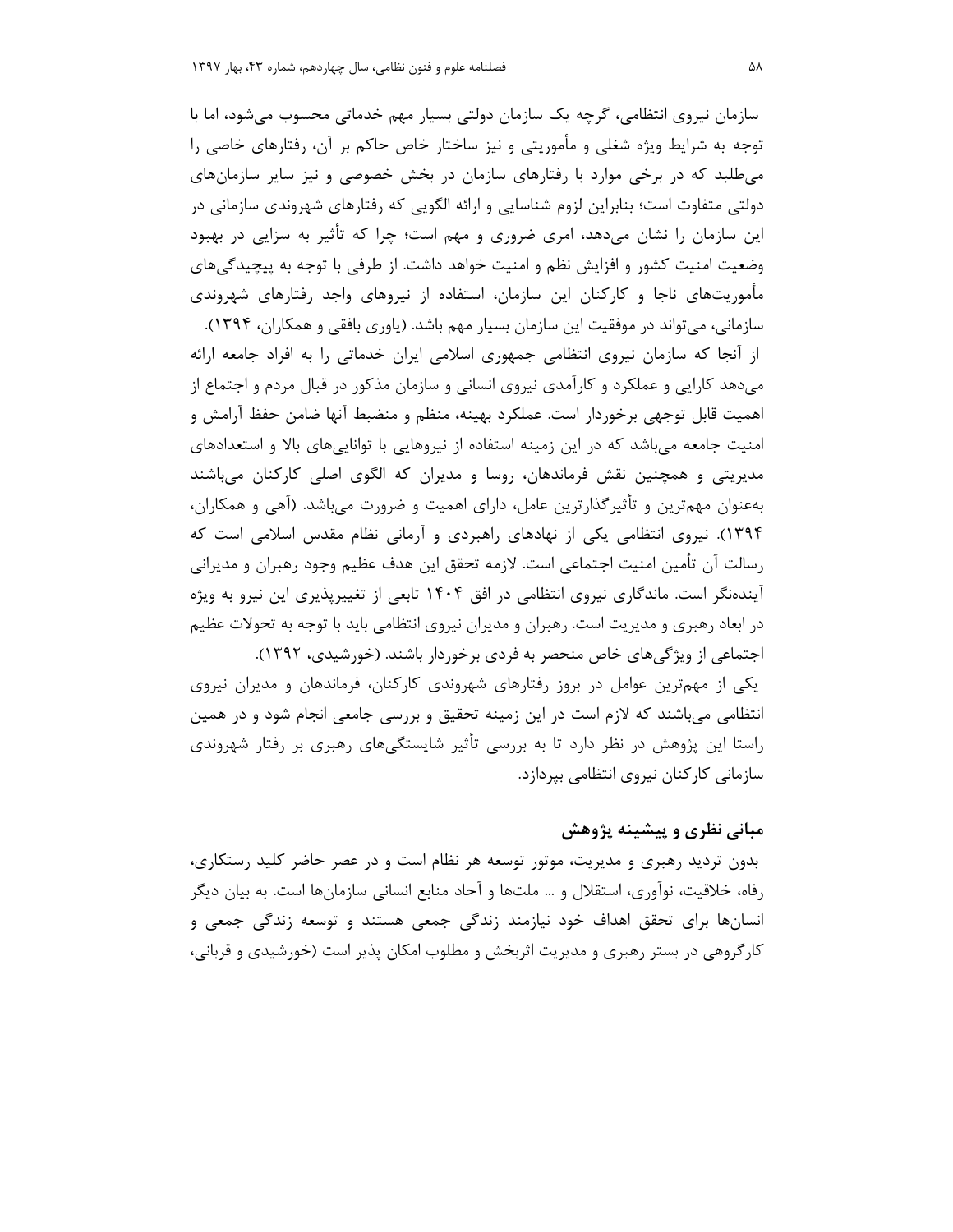سازمان نیروی انتظامی، گرچه یک سازمان دولتی بسیار مهم خدماتی محسوب می‌شود، اما با توجه به شرایط ویژه شغلی و مأموریتی و نیز ساختار خاص حاکم بر آن، رفتارهای خاصی را می‌طلبد که در برخی موارد با رفتارهای سازمان در بخش خصوصی و نیز سایر سازمان‌های دولتی متفاوت است؛ بنابراین لزوم شناسایی و ارائه الگویی که رفتارهای شهروندی سازمانی در این سازمان را نشان می‌دهد، امری ضروری و مهم است؛ چرا که تأثیر به سزایی در بهبود وضعیت امنیت کشور و افزایش نظم و امنیت خواهد داشت. از طرفی با توجه به پیچیدگی‌های مأموریت‌های ناجا و کارکنان این سازمان، استفاده از نیروهای واجد رفتارهای شهروندی سازمانی، می‌تواند در موفقیت این سازمان بسیار مهم باشد. (یاوری بافقی و همکاران، ۱۳۹۴).

از آنجا که سازمان نیروی انتظامی جمهوری اسلامی ایران خدماتی را به افراد جامعه ارائه می‌دهد کارایی و عملکرد و کارآمدی نیروی انسانی و سازمان مذکور در قبال مردم و اجتماع از اهمیت قابل توجهی برخوردار است. عملکرد بهینه، منظم و منضبط آنها ضامن حفظ آرامش و امنیت جامعه می‌باشد که در این زمینه استفاده از نیروهایی با توانایی‌های بالا و استعدادهای مدیریتی و همچنین نقش فرماندهان، روسا و مدیران که الگوی اصلی کارکنان می‌باشند به‌عنوان مهم‌ترین و تأثیرگذارترین عامل، دارای اهمیت و ضرورت می‌باشد. (آهی و همکاران، ۱۳۹۴). نیروی انتظامی یکی از نهادهای راهبردی و آرمانی نظام مقدس اسلامی است که رسالت آن تأمین امنیت اجتماعی است. لازمه تحقق این هدف عظیم وجود رهبران و مدیرانی آینده‌نگر است. ماندگاری نیروی انتظامی در افق ۱۴۰۴ تابعی از تغییرپذیری این نیرو به ویژه در ابعاد رهبری و مدیریت است. رهبران و مدیران نیروی انتظامی باید با توجه به تحولات عظیم اجتماعی از ویژگی‌های خاص منحصر به فردی برخوردار باشند. (خورشیدی، ۱۳۹۲).

یکی از مهم‌ترین عوامل در بروز رفتارهای شهروندی کارکنان، فرماندهان و مدیران نیروی انتظامی می‌باشند که لازم است در این زمینه تحقیق و بررسی جامعی انجام شود و در همین راستا این پژوهش در نظر دارد تا به بررسی تأثیر شایستگی‌های رهبری بر رفتار شهروندی سازمانی کارکنان نیروی انتظامی بپردازد.

## مبانی نظری و پیشینه پژوهش

بدون تردید رهبری و مدیریت، موتور توسعه هر نظام است و در عصر حاضر کلید رستکاری، رفاه، خلاقیت، نوآوری، استقلال و ... ملت‌ها و آحاد منابع انسانی سازمان‌ها است. به بیان دیگر انسان‌ها برای تحقق اهداف خود نیازمند زندگی جمعی هستند و توسعه زندگی جمعی و کارگروهی در بستر رهبری و مدیریت اثربخش و مطلوب امکان پذیر است (خورشیدی و قربانی،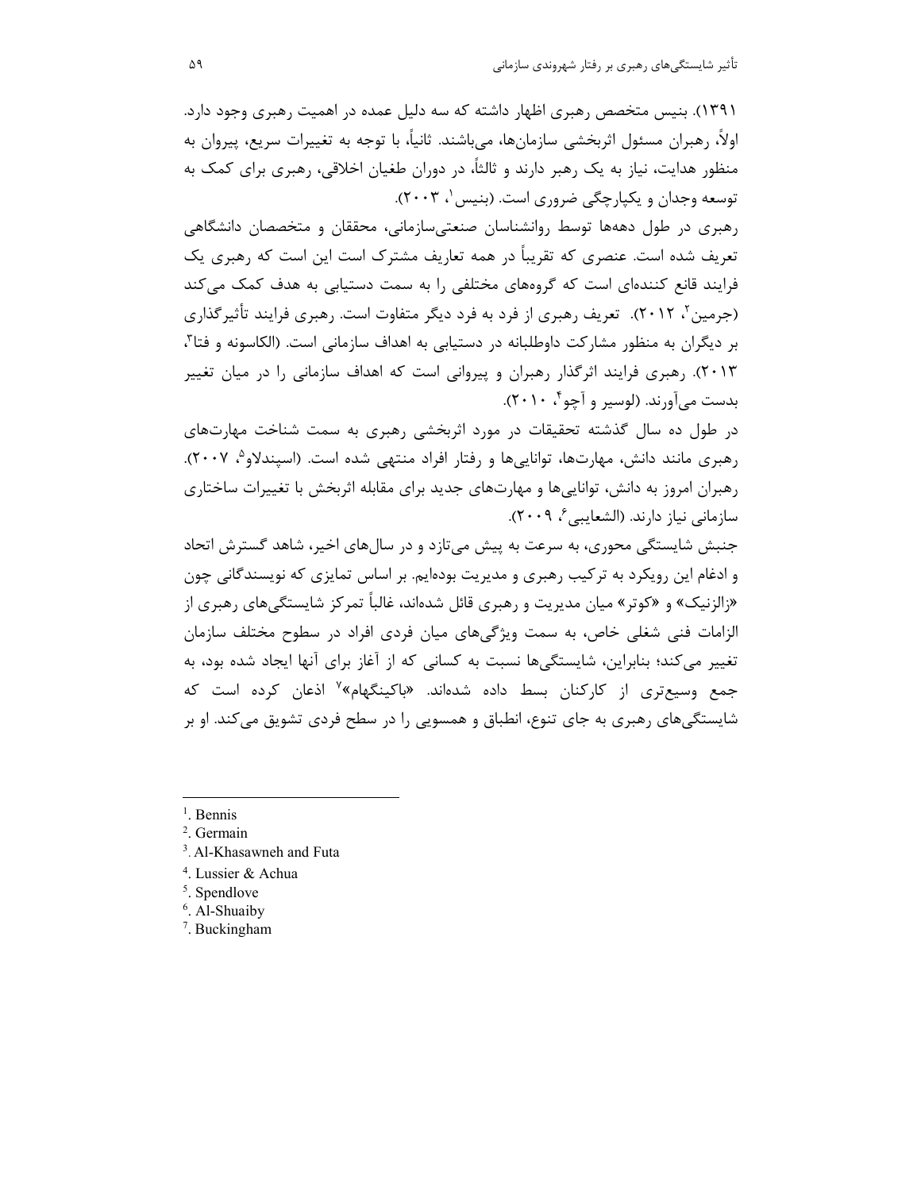۱۳۹۱). بنیس متخصص رهبری اظهار داشته که سه دلیل عمده در اهمیت رهبری وجود دارد. اولاً، رهبران مسئول اثربخشی سازمان‌ها، می‌باشند. ثانیاً، با توجه به تغییرات سریع، پیروان به منظور هدایت، نیاز به یک رهبر دارند و ثالثاً، در دوران طغیان اخلاقی، رهبری برای کمک به توسعه وجدان و یکپارچگی ضروری است. (بنیس[1]، ۲۰۰۳).

رهبری در طول دهه‌ها توسط روانشناسان صنعتی‌سازمانی، محققان و متخصصان دانشگاهی تعریف شده است. عنصری که تقریباً در همه تعاریف مشترک است این است که رهبری یک فرایند قانع کننده‌ای است که گروه‌های مختلفی را به سمت دستیابی به هدف کمک می‌کند (جرمین[2]، ۲۰۱۲). تعریف رهبری از فرد به فرد دیگر متفاوت است. رهبری فرایند تأثیرگذاری بر دیگران به منظور مشارکت داوطلبانه در دستیابی به اهداف سازمانی است. (الکاسونه و فتا[3]، ۲۰۱۳). رهبری فرایند اثرگذار رهبران و پیروانی است که اهداف سازمانی را در میان تغییر بدست می‌آورند. (لوسیر و آچو[4]، ۲۰۱۰).

در طول ده سال گذشته تحقیقات در مورد اثربخشی رهبری به سمت شناخت مهارت‌های رهبری مانند دانش، مهارت‌ها، توانایی‌ها و رفتار افراد منتهی شده است. (اسپندلاو[5]، ۲۰۰۷). رهبران امروز به دانش، توانایی‌ها و مهارت‌های جدید برای مقابله اثربخش با تغییرات ساختاری سازمانی نیاز دارند. (الشعایبی[6]، ۲۰۰۹).

جنبش شایستگی محوری، به سرعت به پیش می‌تازد و در سال‌های اخیر، شاهد گسترش اتحاد و ادغام این رویکرد به ترکیب رهبری و مدیریت بوده‌ایم. بر اساس تمایزی که نویسندگانی چون «زالزنیک» و «کوتر» میان مدیریت و رهبری قائل شده‌اند، غالباً تمرکز شایستگی‌های رهبری از الزامات فنی شغلی خاص، به سمت ویژگی‌های میان فردی افراد در سطوح مختلف سازمان تغییر می‌کند؛ بنابراین، شایستگی‌ها نسبت به کسانی که از آغاز برای آنها ایجاد شده بود، به جمع وسیع‌تری از کارکنان بسط داده شده‌اند. «باکینگهام»[7] اذعان کرده است که شایستگی‌های رهبری به جای تنوع، انطباق و همسویی را در سطح فردی تشویق می‌کند. او بر

---

[1]. Bennis
[2]. Germain
[3]. Al-Khasawneh and Futa
[4]. Lussier & Achua
[5]. Spendlove
[6]. Al-Shuaiby
[7]. Buckingham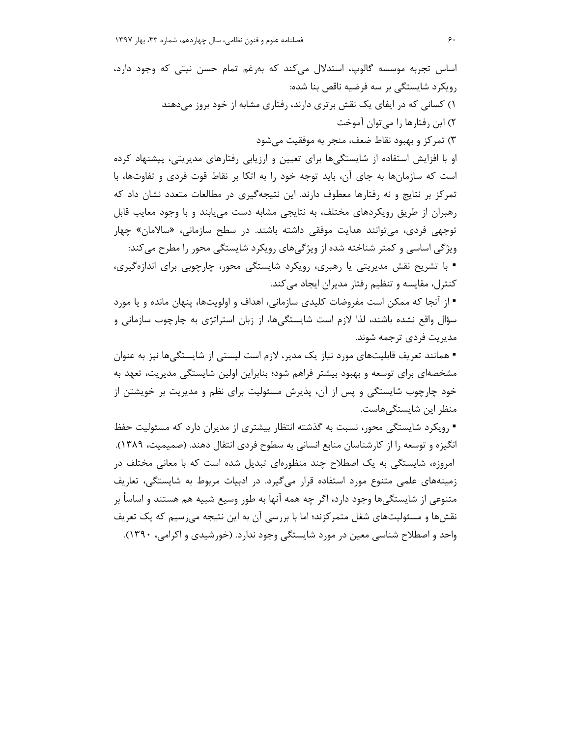اساس تجربه موسسه گالوپ، استدلال می‌کند که به‌رغم تمام حسن نیتی که وجود دارد، رویکرد شایستگی بر سه فرضیه ناقص بنا شده:

۱) کسانی که در ایفای یک نقش برتری دارند، رفتاری مشابه از خود بروز می‌دهند

۲) این رفتارها را می‌توان آموخت

۳) تمرکز و بهبود نقاط ضعف، منجر به موفقیت می‌شود

او با افزایش استفاده از شایستگی‌ها برای تعیین و ارزیابی رفتارهای مدیریتی، پیشنهاد کرده است که سازمان‌ها به جای آن، باید توجه خود را به اتکا بر نقاط قوت فردی و تفاوت‌ها، با تمرکز بر نتایج و نه رفتارها معطوف دارند. این نتیجه‌گیری در مطالعات متعدد نشان داد که رهبران از طریق رویکردهای مختلف، به نتایجی مشابه دست می‌یابند و با وجود معایب قابل توجهی فردی، می‌توانند هدایت موفقی داشته باشند. در سطح سازمانی، «سالامان» چهار ویژگی اساسی و کمتر شناخته شده از ویژگی‌های رویکرد شایستگی محور را مطرح می‌کند:

- با تشریح نقش مدیریتی یا رهبری، رویکرد شایستگی محور، چارچوبی برای اندازه‌گیری، کنترل، مقایسه و تنظیم رفتار مدیران ایجاد می‌کند.
- از آنجا که ممکن است مفروضات کلیدی سازمانی، اهداف و اولویت‌ها، پنهان مانده و یا مورد سؤال واقع نشده باشند، لذا لازم است شایستگی‌ها، از زبان استراتژی به چارچوب سازمانی و مدیریت فردی ترجمه شوند.
- همانند تعریف قابلیت‌های مورد نیاز یک مدیر، لازم است لیستی از شایستگی‌ها نیز به عنوان مشخصه‌ای برای توسعه و بهبود بیشتر فراهم شود؛ بنابراین اولین شایستگی مدیریت، تعهد به خود چارچوب شایستگی و پس از آن، پذیرش مسئولیت برای نظم و مدیریت بر خویشتن از منظر این شایستگی‌هاست.
- رویکرد شایستگی محور، نسبت به گذشته انتظار بیشتری از مدیران دارد که مسئولیت حفظ انگیزه و توسعه را از کارشناسان منابع انسانی به سطوح فردی انتقال دهند. (صمیمیت، ۱۳۸۹).

امروزه، شایستگی به یک اصطلاح چند منظوره‌ای تبدیل شده است که با معانی مختلف در زمینه‌های علمی متنوع مورد استفاده قرار می‌گیرد. در ادبیات مربوط به شایستگی، تعاریف متنوعی از شایستگی‌ها وجود دارد، اگر چه همه آنها به طور وسیع شبیه هم هستند و اساساً بر نقش‌ها و مسئولیت‌های شغل متمرکزند؛ اما با بررسی آن به این نتیجه می‌رسیم که یک تعریف واحد و اصطلاح شناسی معین در مورد شایستگی وجود ندارد. (خورشیدی و اکرامی، ۱۳۹۰).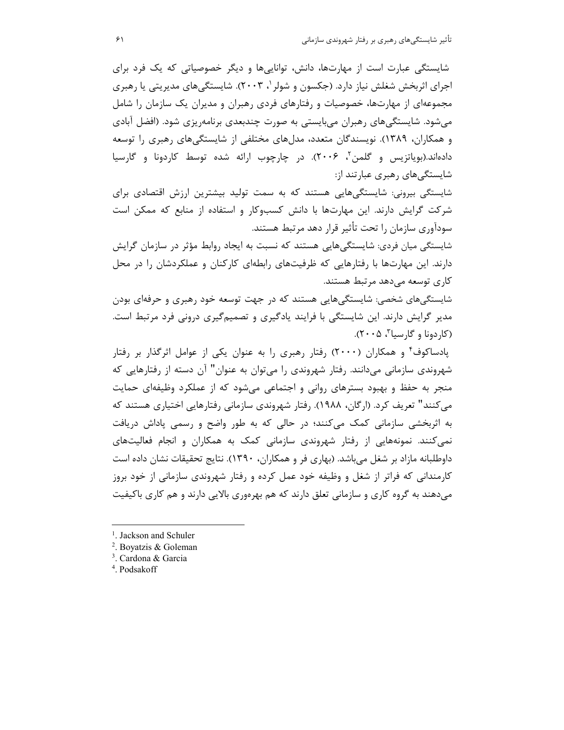شایستگی عبارت است از مهارت‌ها، دانش، توانایی‌ها و دیگر خصوصیاتی که یک فرد برای اجرای اثربخش شغلش نیاز دارد. (جکسون و شولر[1]، ۲۰۰۳). شایستگی‌های مدیریتی یا رهبری مجموعه‌ای از مهارت‌ها، خصوصیات و رفتارهای فردی رهبران و مدیران یک سازمان را شامل می‌شود. شایستگی‌های رهبران می‌بایستی به صورت چندبعدی برنامه‌ریزی شود. (افضل آبادی و همکاران، ۱۳۸۹). نویسندگان متعدد، مدل‌های مختلفی از شایستگی‌های رهبری را توسعه داده‌اند.(بویاتزیس و گلمن[2]، ۲۰۰۶). در چارچوب ارائه شده توسط کاردونا و گارسیا شایستگی‌های رهبری عبارتند از:

شایستگی بیرونی: شایستگی‌هایی هستند که به سمت تولید بیشترین ارزش اقتصادی برای شرکت گرایش دارند. این مهارت‌ها با دانش کسب‌وکار و استفاده از منابع که ممکن است سودآوری سازمان را تحت تأثیر قرار دهد مرتبط هستند.

شایستگی میان فردی: شایستگی‌هایی هستند که نسبت به ایجاد روابط مؤثر در سازمان گرایش دارند. این مهارت‌ها با رفتارهایی که ظرفیت‌های رابطه‌ای کارکنان و عملکردشان را در محل کاری توسعه می‌دهد مرتبط هستند.

شایستگی‌های شخصی: شایستگی‌هایی هستند که در جهت توسعه خود رهبری و حرفه‌ای بودن مدیر گرایش دارند. این شایستگی با فرایند یادگیری و تصمیم‌گیری درونی فرد مرتبط است. (کاردونا و گارسیا[3]، ۲۰۰۵).

پادساکوف[4] و همکاران (۲۰۰۰) رفتار رهبری را به عنوان یکی از عوامل اثرگذار بر رفتار شهروندی سازمانی می‌دانند. رفتار شهروندی را می‌توان به عنوان" آن دسته از رفتارهایی که منجر به حفظ و بهبود بسترهای روانی و اجتماعی می‌شود که از عملکرد وظیفه‌ای حمایت می‌کنند" تعریف کرد. (ارگان، ۱۹۸۸). رفتار شهروندی سازمانی رفتارهایی اختیاری هستند که به اثربخشی سازمانی کمک می‌کنند؛ در حالی که به طور واضح و رسمی پاداش دریافت نمی‌کنند. نمونه‌هایی از رفتار شهروندی سازمانی کمک به همکاران و انجام فعالیت‌های داوطلبانه مازاد بر شغل می‌باشد. (بهاری فر و همکاران، ۱۳۹۰). نتایج تحقیقات نشان داده است کارمندانی که فراتر از شغل و وظیفه خود عمل کرده و رفتار شهروندی سازمانی از خود بروز می‌دهند به گروه کاری و سازمانی تعلق دارند که هم بهره‌وری بالایی دارند و هم کاری باکیفیت

---

[1]. Jackson and Schuler

[2]. Boyatzis & Goleman

[3]. Cardona & Garcia

[4]. Podsakoff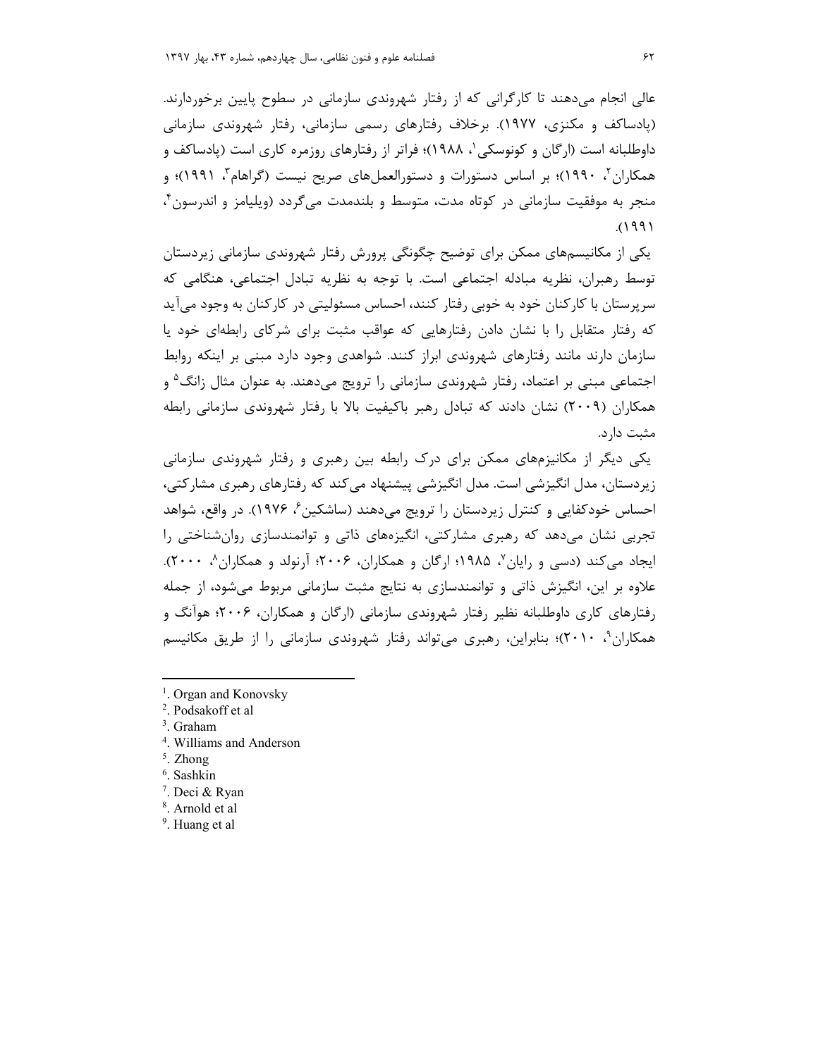عالی انجام می‌دهند تا کارگرانی که از رفتار شهروندی سازمانی در سطوح پایین برخوردارند. (پادساکف و مکنزی، ۱۹۷۷). برخلاف رفتارهای رسمی سازمانی، رفتار شهروندی سازمانی داوطلبانه است (ارگان و کونوسکی[1]، ۱۹۸۸)؛ فراتر از رفتارهای روزمره کاری است (پادساکف و همکاران[2]، ۱۹۹۰)؛ بر اساس دستورات و دستورالعمل‌های صریح نیست (گراهام[3]، ۱۹۹۱)؛ و منجر به موفقیت سازمانی در کوتاه مدت، متوسط و بلندمدت می‌گردد (ویلیامز و اندرسون[4]، ۱۹۹۱).

یکی از مکانیسم‌های ممکن برای توضیح چگونگی پرورش رفتار شهروندی سازمانی زیردستان توسط رهبران، نظریه مبادله اجتماعی است. با توجه به نظریه تبادل اجتماعی، هنگامی که سرپرستان با کارکنان خود به خوبی رفتار کنند، احساس مسئولیتی در کارکنان به وجود می‌آید که رفتار متقابل را با نشان دادن رفتارهایی که عواقب مثبت برای شرکای رابطه‌ای خود یا سازمان دارند مانند رفتارهای شهروندی ابراز کنند. شواهدی وجود دارد مبنی بر اینکه روابط اجتماعی مبنی بر اعتماد، رفتار شهروندی سازمانی را ترویج می‌دهند. به عنوان مثال زانگ[5] و همکاران (۲۰۰۹) نشان دادند که تبادل رهبر باکیفیت بالا با رفتار شهروندی سازمانی رابطه مثبت دارد.

یکی دیگر از مکانیزم‌های ممکن برای درک رابطه بین رهبری و رفتار شهروندی سازمانی زیردستان، مدل انگیزشی است. مدل انگیزشی پیشنهاد می‌کند که رفتارهای رهبری مشارکتی، احساس خودکفایی و کنترل زیردستان را ترویج می‌دهند (ساشکین[6]، ۱۹۷۶). در واقع، شواهد تجربی نشان می‌دهد که رهبری مشارکتی، انگیزه‌های ذاتی و توانمندسازی روان‌شناختی را ایجاد می‌کند (دسی و رایان[7]، ۱۹۸۵؛ ارگان و همکاران، ۲۰۰۶؛ آرنولد و همکاران[8]، ۲۰۰۰). علاوه بر این، انگیزش ذاتی و توانمندسازی به نتایج مثبت سازمانی مربوط می‌شود، از جمله رفتارهای کاری داوطلبانه نظیر رفتار شهروندی سازمانی (ارگان و همکاران، ۲۰۰۶؛ هوآنگ و همکاران[9]، ۲۰۱۰)؛ بنابراین، رهبری می‌تواند رفتار شهروندی سازمانی را از طریق مکانیسم

---

[1]. Organ and Konovsky
[2]. Podsakoff et al
[3]. Graham
[4]. Williams and Anderson
[5]. Zhong
[6]. Sashkin
[7]. Deci & Ryan
[8]. Arnold et al
[9]. Huang et al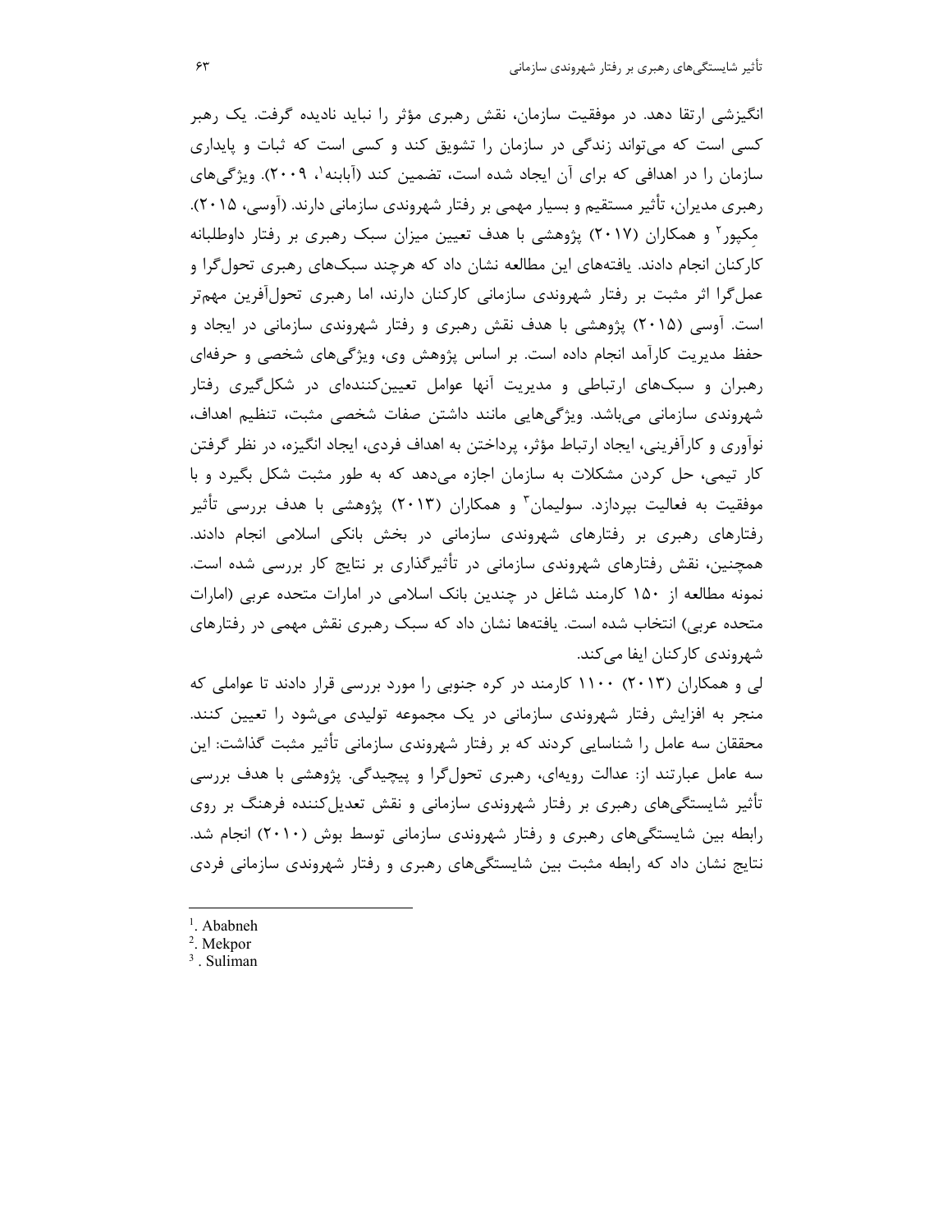انگیزشی ارتقا دهد. در موفقیت سازمان، نقش رهبری مؤثر را نباید نادیده گرفت. یک رهبر کسی است که می‌تواند زندگی در سازمان را تشویق کند و کسی است که ثبات و پایداری سازمان را در اهدافی که برای آن ایجاد شده است، تضمین کند (آبابنه[1]، ۲۰۰۹). ویژگی‌های رهبری مدیران، تأثیر مستقیم و بسیار مهمی بر رفتار شهروندی سازمانی دارند. (آوسی، ۲۰۱۵). مِکپور[2] و همکاران (۲۰۱۷) پژوهشی با هدف تعیین میزان سبک رهبری بر رفتار داوطلبانه کارکنان انجام دادند. یافته‌های این مطالعه نشان داد که هرچند سبک‌های رهبری تحول‌گرا و عمل‌گرا اثر مثبت بر رفتار شهروندی سازمانی کارکنان دارند، اما رهبری تحول‌آفرین مهم‌تر است. آوسی (۲۰۱۵) پژوهشی با هدف نقش رهبری و رفتار شهروندی سازمانی در ایجاد و حفظ مدیریت کارآمد انجام داده است. بر اساس پژوهش وی، ویژگی‌های شخصی و حرفه‌ای رهبران و سبک‌های ارتباطی و مدیریت آنها عوامل تعیین‌کننده‌ای در شکل‌گیری رفتار شهروندی سازمانی می‌باشد. ویژگی‌هایی مانند داشتن صفات شخصی مثبت، تنظیم اهداف، نوآوری و کارآفرینی، ایجاد ارتباط مؤثر، پرداختن به اهداف فردی، ایجاد انگیزه، در نظر گرفتن کار تیمی، حل کردن مشکلات به سازمان اجازه می‌دهد که به طور مثبت شکل بگیرد و با موفقیت به فعالیت بپردازد. سولیمان[3] و همکاران (۲۰۱۳) پژوهشی با هدف بررسی تأثیر رفتارهای رهبری بر رفتارهای شهروندی سازمانی در بخش بانکی اسلامی انجام دادند. همچنین، نقش رفتارهای شهروندی سازمانی در تأثیرگذاری بر نتایج کار بررسی شده است. نمونه مطالعه از ۱۵۰ کارمند شاغل در چندین بانک اسلامی در امارات متحده عربی (امارات متحده عربی) انتخاب شده است. یافته‌ها نشان داد که سبک رهبری نقش مهمی در رفتارهای شهروندی کارکنان ایفا می‌کند.

لی و همکاران (۲۰۱۳) ۱۱۰۰ کارمند در کره جنوبی را مورد بررسی قرار دادند تا عواملی که منجر به افزایش رفتار شهروندی سازمانی در یک مجموعه تولیدی می‌شود را تعیین کنند. محققان سه عامل را شناسایی کردند که بر رفتار شهروندی سازمانی تأثیر مثبت گذاشت: این سه عامل عبارتند از: عدالت رویه‌ای، رهبری تحول‌گرا و پیچیدگی. پژوهشی با هدف بررسی تأثیر شایستگی‌های رهبری بر رفتار شهروندی سازمانی و نقش تعدیل‌کننده فرهنگ بر روی رابطه بین شایستگی‌های رهبری و رفتار شهروندی سازمانی توسط بوش (۲۰۱۰) انجام شد. نتایج نشان داد که رابطه مثبت بین شایستگی‌های رهبری و رفتار شهروندی سازمانی فردی

---

[1]. Ababneh
[2]. Mekpor
[3]. Suliman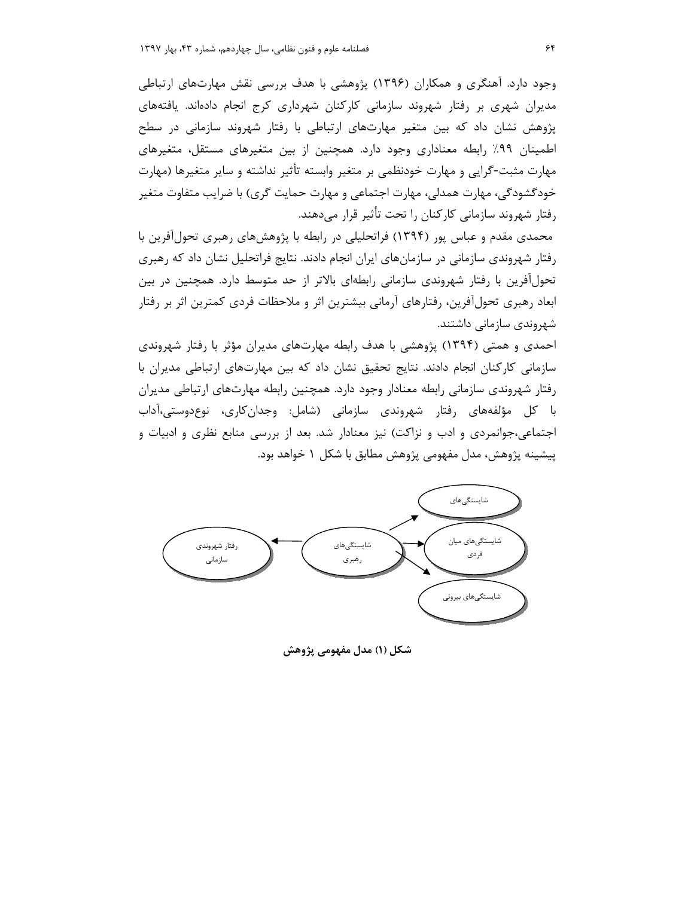وجود دارد. آهنگری و همکاران (۱۳۹۶) پژوهشی با هدف بررسی نقش مهارت‌های ارتباطی مدیران شهری بر رفتار شهروند سازمانی کارکنان شهرداری کرج انجام داده‌اند. یافته‌های پژوهش نشان داد که بین متغیر مهارت‌های ارتباطی با رفتار شهروند سازمانی در سطح اطمینان ۹۹٪ رابطه معناداری وجود دارد. همچنین از بین متغیرهای مستقل، متغیرهای مهارت مثبت-گرایی و مهارت خودنظمی بر متغیر وابسته تأثیر نداشته و سایر متغیرها (مهارت خودگشودگی، مهارت همدلی، مهارت اجتماعی و مهارت حمایت گری) با ضرایب متفاوت متغیر رفتار شهروند سازمانی کارکنان را تحت تأثیر قرار می‌دهند.

محمدی مقدم و عباس پور (۱۳۹۴) فراتحلیلی در رابطه با پژوهش‌های رهبری تحول‌آفرین با رفتار شهروندی سازمانی در سازمان‌های ایران انجام دادند. نتایج فراتحلیل نشان داد که رهبری تحول‌آفرین با رفتار شهروندی سازمانی رابطه‌ای بالاتر از حد متوسط دارد. همچنین در بین ابعاد رهبری تحول‌آفرین، رفتارهای آرمانی بیشترین اثر و ملاحظات فردی کمترین اثر بر رفتار شهروندی سازمانی داشتند.

احمدی و همتی (۱۳۹۴) پژوهشی با هدف رابطه مهارت‌های مدیران مؤثر با رفتار شهروندی سازمانی کارکنان انجام دادند. نتایج تحقیق نشان داد که بین مهارت‌های ارتباطی مدیران با رفتار شهروندی سازمانی رابطه معنادار وجود دارد. همچنین رابطه مهارت‌های ارتباطی مدیران با کل مؤلفه‌های رفتار شهروندی سازمانی (شامل: وجدان‌کاری، نوع‌دوستی،آداب اجتماعی،جوانمردی و ادب و نزاکت) نیز معنادار شد. بعد از بررسی منابع نظری و ادبیات و پیشینه پژوهش، مدل مفهومی پژوهش مطابق با شکل ۱ خواهد بود.

شایستگی‌های

شایستگی‌های میان فردی

شایستگی‌های بیرونی

شایستگی‌های رهبری

رفتار شهروندی سازمانی

**شکل (۱) مدل مفهومی پژوهش**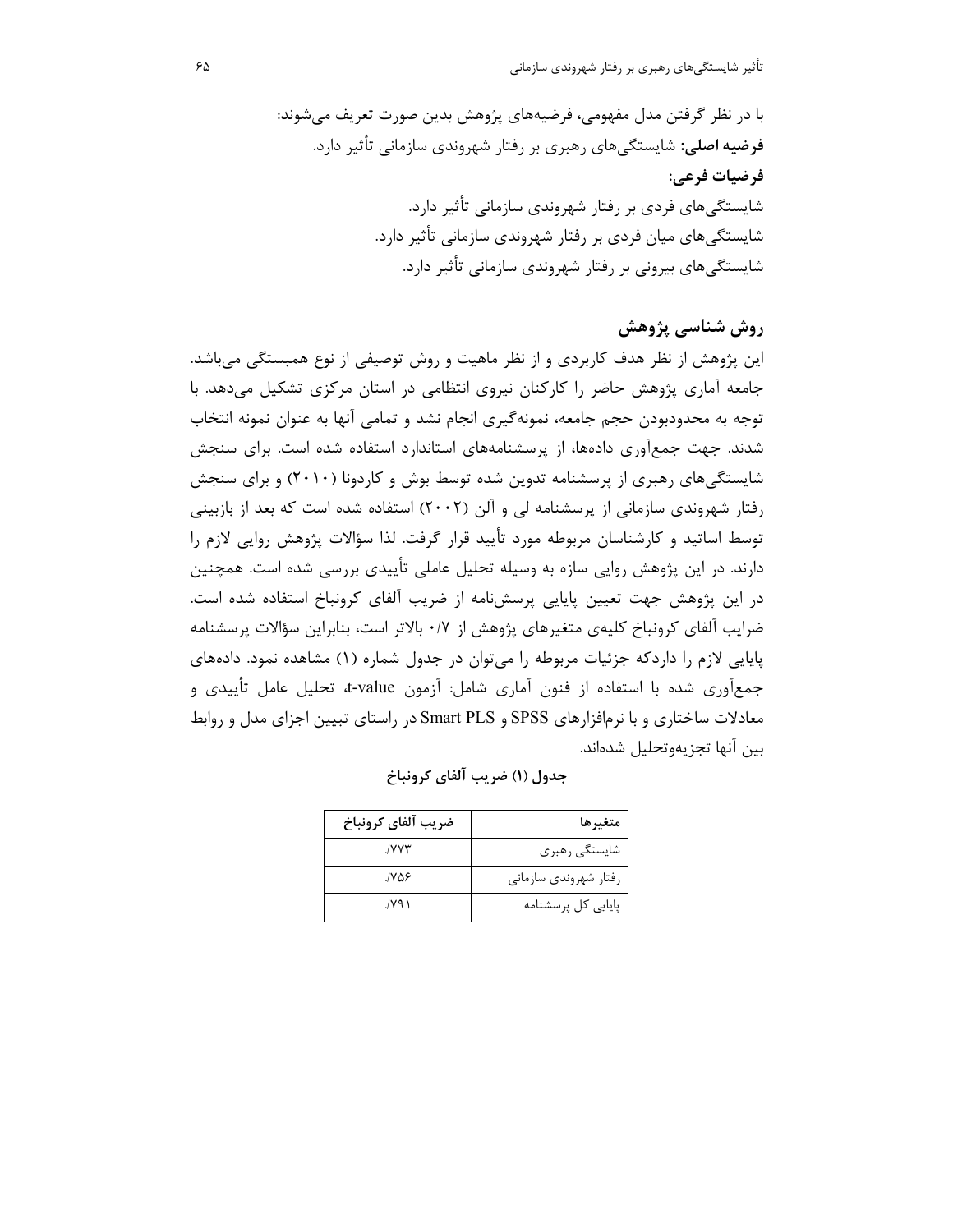با در نظر گرفتن مدل مفهومی، فرضیه‌های پژوهش بدین صورت تعریف می‌شوند:

**فرضیه اصلی:** شایستگی‌های رهبری بر رفتار شهروندی سازمانی تأثیر دارد.

**فرضیات فرعی:**

شایستگی‌های فردی بر رفتار شهروندی سازمانی تأثیر دارد.

شایستگی‌های میان فردی بر رفتار شهروندی سازمانی تأثیر دارد.

شایستگی‌های بیرونی بر رفتار شهروندی سازمانی تأثیر دارد.

## روش شناسی پژوهش

این پژوهش از نظر هدف کاربردی و از نظر ماهیت و روش توصیفی از نوع همبستگی می‌باشد. جامعه آماری پژوهش حاضر را کارکنان نیروی انتظامی در استان مرکزی تشکیل می‌دهد. با توجه به محدودبودن حجم جامعه، نمونه‌گیری انجام نشد و تمامی آنها به عنوان نمونه انتخاب شدند. جهت جمع‌آوری داده‌ها، از پرسشنامه‌های استاندارد استفاده شده است. برای سنجش شایستگی‌های رهبری از پرسشنامه تدوین شده توسط بوش و کاردونا (۲۰۱۰) و برای سنجش رفتار شهروندی سازمانی از پرسشنامه لی و آلن (۲۰۰۲) استفاده شده است که بعد از بازبینی توسط اساتید و کارشناسان مربوطه مورد تأیید قرار گرفت. لذا سؤالات پژوهش روایی لازم را دارند. در این پژوهش روایی سازه به وسیله تحلیل عاملی تأییدی بررسی شده است. همچنین در این پژوهش جهت تعیین پایایی پرسش‌نامه از ضریب آلفای کرونباخ استفاده شده است. ضرایب آلفای کرونباخ کلیه‌ی متغیرهای پژوهش از ۰/۷ بالاتر است، بنابراین سؤالات پرسشنامه پایایی لازم را داردکه جزئیات مربوطه را می‌توان در جدول شماره (۱) مشاهده نمود. داده‌های جمع‌آوری شده با استفاده از فنون آماری شامل: آزمون t-value، تحلیل عامل تأییدی و معادلات ساختاری و با نرم‌افزارهای SPSS و Smart PLS در راستای تبیین اجزای مدل و روابط بین آنها تجزیه‌وتحلیل شده‌اند.

**جدول (۱) ضریب آلفای کرونباخ**

| متغیرها | ضریب آلفای کرونباخ |
| --- | --- |
| شایستگی رهبری | ۰/۷۷۳ |
| رفتار شهروندی سازمانی | ۰/۷۵۶ |
| پایایی کل پرسشنامه | ۰/۷۹۱ |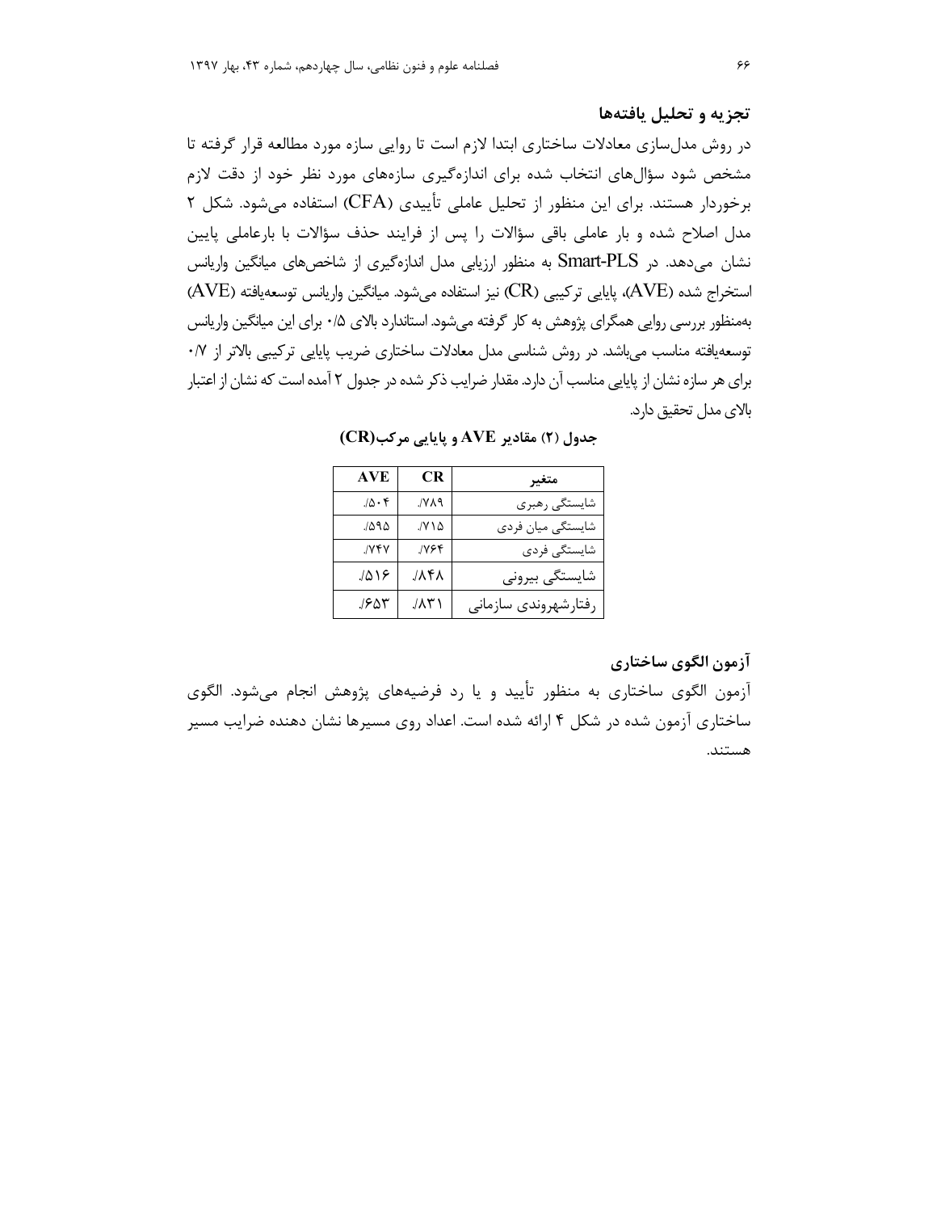## تجزیه و تحلیل یافته‌ها

در روش مدل‌سازی معادلات ساختاری ابتدا لازم است تا روایی سازه مورد مطالعه قرار گرفته تا مشخص شود سؤال‌های انتخاب شده برای اندازه‌گیری سازه‌های مورد نظر خود از دقت لازم برخوردار هستند. برای این منظور از تحلیل عاملی تأییدی (CFA) استفاده می‌شود. شکل ۲ مدل اصلاح شده و بار عاملی باقی سؤالات را پس از فرایند حذف سؤالات با بارعاملی پایین نشان می‌دهد. در Smart-PLS به منظور ارزیابی مدل اندازه‌گیری از شاخص‌های میانگین واریانس استخراج شده (AVE)، پایایی ترکیبی (CR) نیز استفاده می‌شود. میانگین واریانس توسعه‌یافته (AVE) به‌منظور بررسی روایی همگرای پژوهش به کار گرفته می‌شود. استاندارد بالای ۰/۵ برای این میانگین واریانس توسعه‌یافته مناسب می‌باشد. در روش شناسی مدل معادلات ساختاری ضریب پایایی ترکیبی بالاتر از ۰/۷ برای هر سازه نشان از پایایی مناسب آن دارد. مقدار ضرایب ذکر شده در جدول ۲ آمده است که نشان از اعتبار بالای مدل تحقیق دارد.

**جدول (۲) مقادیر AVE و پایایی مرکب(CR)**

| متغیر | CR | AVE |
|---|---|---|
| شایستگی رهبری | /۷۸۹ | /۵۰۴ |
| شایستگی میان فردی | /۷۱۵ | /۵۹۵ |
| شایستگی فردی | /۷۶۴ | /۷۴۷ |
| شایستگی بیرونی | /۸۴۸ | /۵۱۶ |
| رفتارشهروندی سازمانی | /۸۳۱ | /۶۵۳ |

## آزمون الگوی ساختاری

آزمون الگوی ساختاری به منظور تأیید و یا رد فرضیه‌های پژوهش انجام می‌شود. الگوی ساختاری آزمون شده در شکل ۴ ارائه شده است. اعداد روی مسیرها نشان دهنده ضرایب مسیر هستند.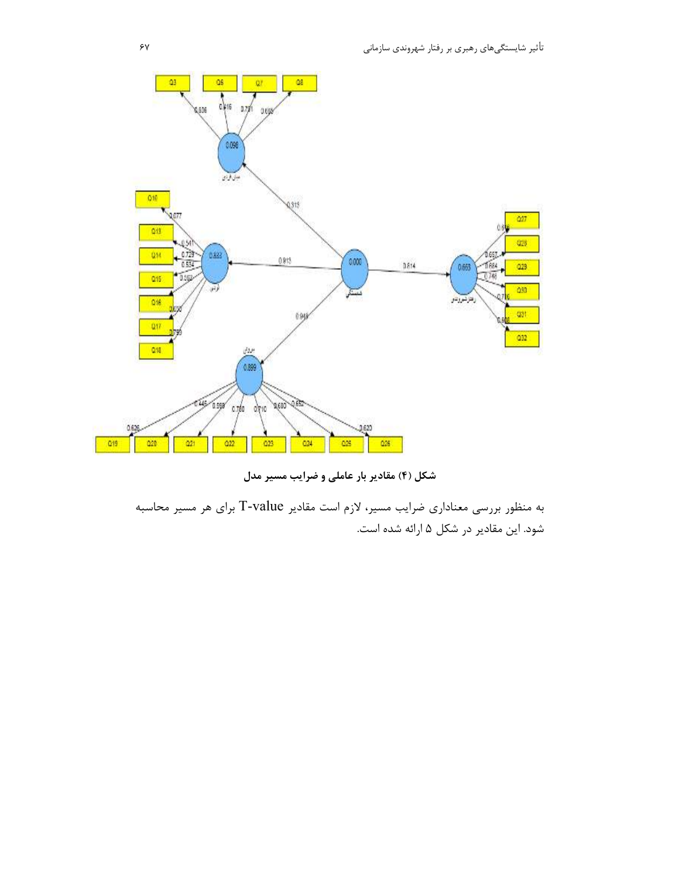**شکل (۴) مقادیر بار عاملی و ضرایب مسیر مدل**

به منظور بررسی معناداری ضرایب مسیر، لازم است مقادیر T-value برای هر مسیر محاسبه شود. این مقادیر در شکل ۵ ارائه شده است.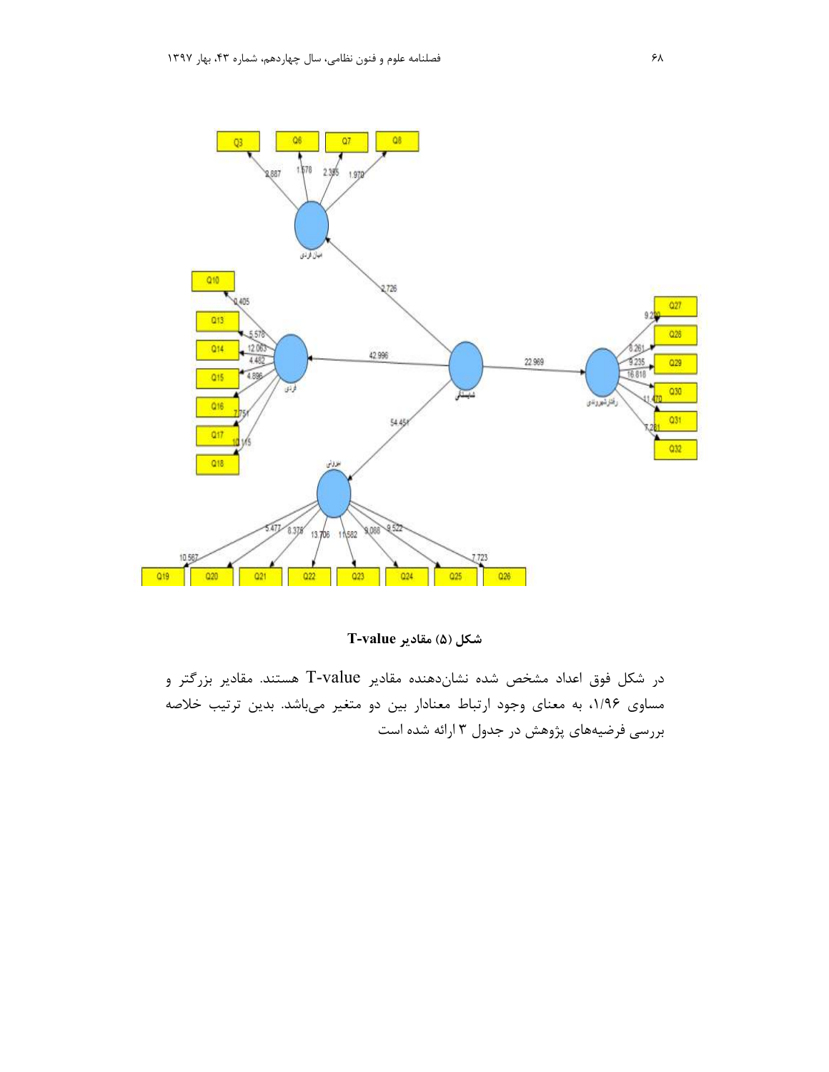**شکل (۵) مقادیر T-value**

در شکل فوق اعداد مشخص شده نشان‌دهنده مقادیر T-value هستند. مقادیر بزرگتر و مساوی ۱/۹۶، به معنای وجود ارتباط معنادار بین دو متغیر می‌باشد. بدین ترتیب خلاصه بررسی فرضیه‌های پژوهش در جدول ۳ ارائه شده است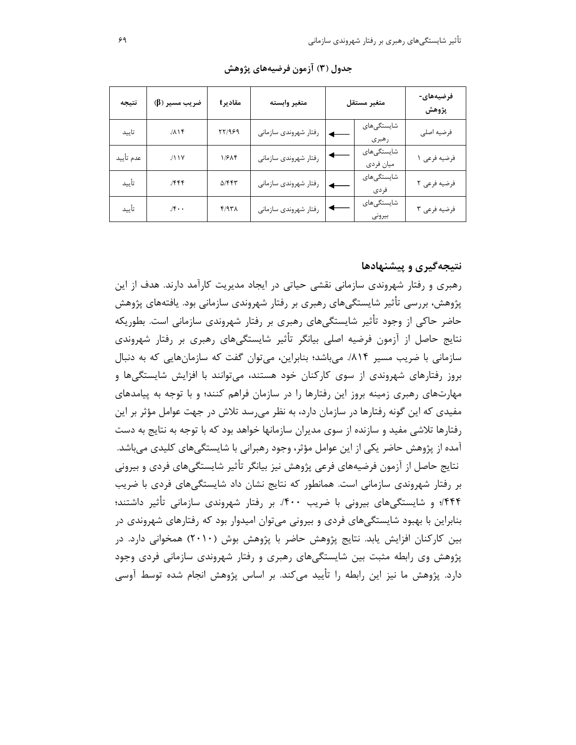جدول (۳) آزمون فرضیه‌های پژوهش

| فرضیه‌های-پژوهش | متغیر مستقل | | متغیر وابسته | مقادیر t | ضریب مسیر (β) | نتیجه |
|---|---|---|---|---|---|---|
| فرضیه اصلی | شایستگی‌های رهبری | ← | رفتار شهروندی سازمانی | ۲۲/۹۶۹ | ۸۱۴/. | تایید |
| فرضیه فرعی ۱ | شایستگی‌های میان فردی | ← | رفتار شهروندی سازمانی | ۱/۶۸۴ | ۱۱۷/. | عدم تأیید |
| فرضیه فرعی ۲ | شایستگی‌های فردی | ← | رفتار شهروندی سازمانی | ۵/۴۴۳ | ۴۴۴/. | تأیید |
| فرضیه فرعی ۳ | شایستگی‌های بیرونی | ← | رفتار شهروندی سازمانی | ۴/۹۳۸ | ۴۰۰/. | تأیید |

## نتیجه‌گیری و پیشنهادها

رهبری و رفتار شهروندی سازمانی نقشی حیاتی در ایجاد مدیریت کارآمد دارند. هدف از این پژوهش، بررسی تأثیر شایستگی‌های رهبری بر رفتار شهروندی سازمانی بود. یافته‌های پژوهش حاضر حاکی از وجود تأثیر شایستگی‌های رهبری بر رفتار شهروندی سازمانی است. بطوریکه نتایج حاصل از آزمون فرضیه اصلی بیانگر تأثیر شایستگی‌های رهبری بر رفتار شهروندی سازمانی با ضریب مسیر ۸۱۴/. می‌باشد؛ بنابراین، می‌توان گفت که سازمان‌هایی که به دنبال بروز رفتارهای شهروندی از سوی کارکنان خود هستند، می‌توانند با افزایش شایستگی‌ها و مهارت‌های رهبری زمینه بروز این رفتارها را در سازمان فراهم کنند؛ و با توجه به پیامدهای مفیدی که این گونه رفتارها در سازمان دارد، به نظر می‌رسد تلاش در جهت عوامل مؤثر بر این رفتارها تلاشی مفید و سازنده از سوی مدیران سازمانها خواهد بود که با توجه به نتایج به دست آمده از پژوهش حاضر یکی از این عوامل مؤثر، وجود رهبرانی با شایستگی‌های کلیدی می‌باشد.

نتایج حاصل از آزمون فرضیه‌های فرعی پژوهش نیز بیانگر تأثیر شایستگی‌های فردی و بیرونی بر رفتار شهروندی سازمانی است. همانطور که نتایج نشان داد شایستگی‌های فردی با ضریب ۴۴۴/. و شایستگی‌های بیرونی با ضریب ۴۰۰/. بر رفتار شهروندی سازمانی تأثیر داشتند؛ بنابراین با بهبود شایستگی‌های فردی و بیرونی می‌توان امیدوار بود که رفتارهای شهروندی در بین کارکنان افزایش یابد. نتایج پژوهش حاضر با پژوهش بوش (۲۰۱۰) همخوانی دارد. در پژوهش وی رابطه مثبت بین شایستگی‌های رهبری و رفتار شهروندی سازمانی فردی وجود دارد. پژوهش ما نیز این رابطه را تأیید می‌کند. بر اساس پژوهش انجام شده توسط آوسی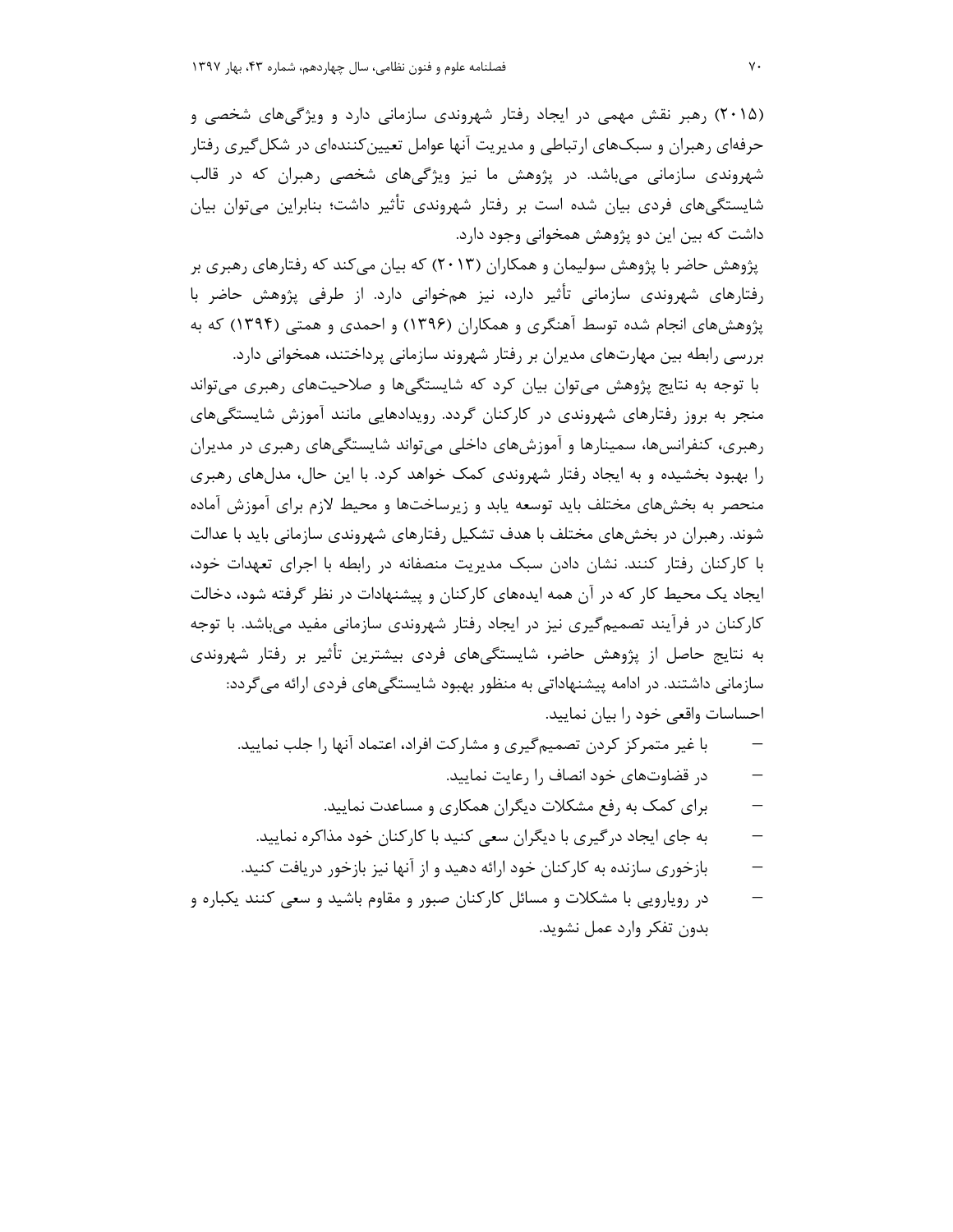(۲۰۱۵) رهبر نقش مهمی در ایجاد رفتار شهروندی سازمانی دارد و ویژگی‌های شخصی و حرفه‌ای رهبران و سبک‌های ارتباطی و مدیریت آنها عوامل تعیین‌کننده‌ای در شکل‌گیری رفتار شهروندی سازمانی می‌باشد. در پژوهش ما نیز ویژگی‌های شخصی رهبران که در قالب شایستگی‌های فردی بیان شده است بر رفتار شهروندی تأثیر داشت؛ بنابراین می‌توان بیان داشت که بین این دو پژوهش همخوانی وجود دارد.

پژوهش حاضر با پژوهش سولیمان و همکاران (۲۰۱۳) که بیان می‌کند که رفتارهای رهبری بر رفتارهای شهروندی سازمانی تأثیر دارد، نیز هم‌خوانی دارد. از طرفی پژوهش حاضر با پژوهش‌های انجام شده توسط آهنگری و همکاران (۱۳۹۶) و احمدی و همتی (۱۳۹۴) که به بررسی رابطه بین مهارت‌های مدیران بر رفتار شهروند سازمانی پرداختند، همخوانی دارد.

با توجه به نتایج پژوهش می‌توان بیان کرد که شایستگی‌ها و صلاحیت‌های رهبری می‌تواند منجر به بروز رفتارهای شهروندی در کارکنان گردد. رویدادهایی مانند آموزش شایستگی‌های رهبری، کنفرانس‌ها، سمینارها و آموزش‌های داخلی می‌تواند شایستگی‌های رهبری در مدیران را بهبود بخشیده و به ایجاد رفتار شهروندی کمک خواهد کرد. با این حال، مدل‌های رهبری منحصر به بخش‌های مختلف باید توسعه یابد و زیرساخت‌ها و محیط لازم برای آموزش آماده شوند. رهبران در بخش‌های مختلف با هدف تشکیل رفتارهای شهروندی سازمانی باید با عدالت با کارکنان رفتار کنند. نشان دادن سبک مدیریت منصفانه در رابطه با اجرای تعهدات خود، ایجاد یک محیط کار که در آن همه ایده‌های کارکنان و پیشنهادات در نظر گرفته شود، دخالت کارکنان در فرآیند تصمیم‌گیری نیز در ایجاد رفتار شهروندی سازمانی مفید می‌باشد. با توجه به نتایج حاصل از پژوهش حاضر، شایستگی‌های فردی بیشترین تأثیر بر رفتار شهروندی سازمانی داشتند. در ادامه پیشنهاداتی به منظور بهبود شایستگی‌های فردی ارائه می‌گردد:

احساسات واقعی خود را بیان نمایید.

- با غیر متمرکز کردن تصمیم‌گیری و مشارکت افراد، اعتماد آنها را جلب نمایید.
- در قضاوت‌های خود انصاف را رعایت نمایید.
- برای کمک به رفع مشکلات دیگران همکاری و مساعدت نمایید.
- به جای ایجاد درگیری با دیگران سعی کنید با کارکنان خود مذاکره نمایید.
- بازخوری سازنده به کارکنان خود ارائه دهید و از آنها نیز بازخور دریافت کنید.
- در رویارویی با مشکلات و مسائل کارکنان صبور و مقاوم باشید و سعی کنند یکباره و بدون تفکر وارد عمل نشوید.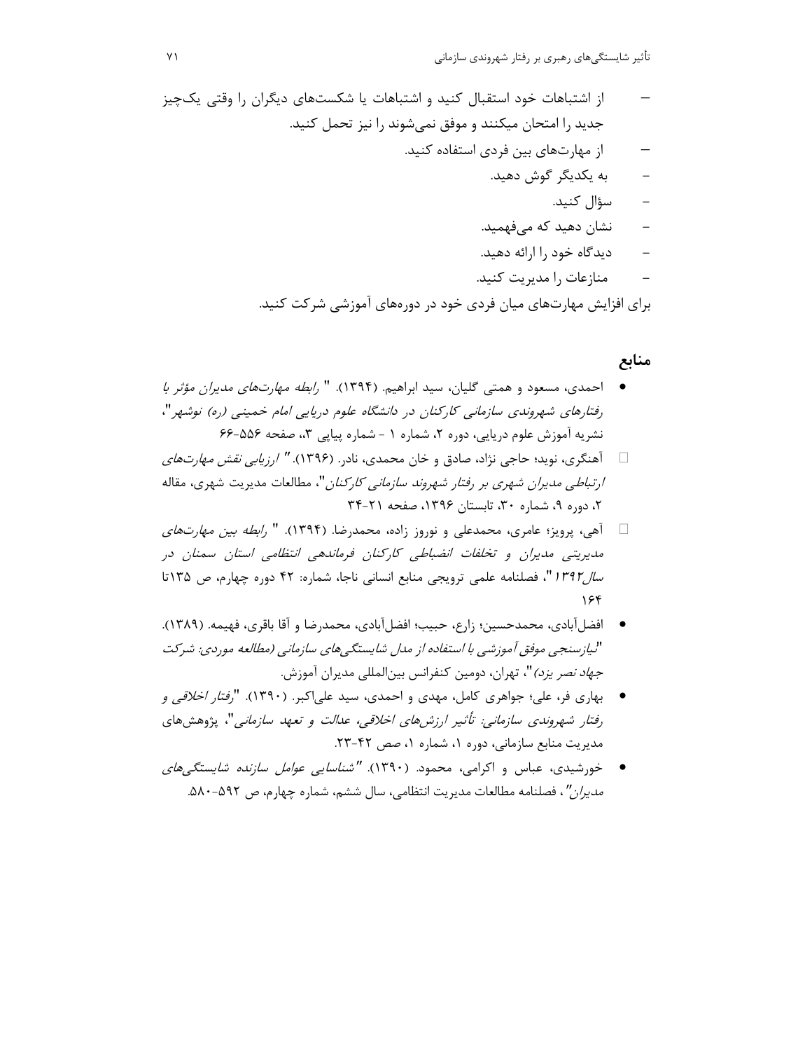- از اشتباهات خود استقبال کنید و اشتباهات یا شکست‌های دیگران را وقتی یک‌چیز جدید را امتحان میکنند و موفق نمی‌شوند را نیز تحمل کنید.
- از مهارت‌های بین فردی استفاده کنید.
- به یکدیگر گوش دهید.
- سؤال کنید.
- نشان دهید که می‌فهمید.
- دیدگاه خود را ارائه دهید.
- منازعات را مدیریت کنید.

برای افزایش مهارت‌های میان فردی خود در دوره‌های آموزشی شرکت کنید.

## منابع

- احمدی، مسعود و همتی گلیان، سید ابراهیم. (۱۳۹۴). " *رابطه مهارت‌های مدیران مؤثر با رفتارهای شهروندی سازمانی کارکنان در دانشگاه علوم دریایی امام خمینی (ره) نوشهر*"، نشریه آموزش علوم دریایی، دوره ۲، شماره ۱ - شماره پیاپی ۳،، صفحه ۵۵۶-۶۶
- آهنگری، نوید؛ حاجی نژاد، صادق و خان محمدی، نادر. (۱۳۹۶). " *ارزیابی نقش مهارت‌های ارتباطی مدیران شهری بر رفتار شهروند سازمانی کارکنان*"، مطالعات مدیریت شهری، مقاله ۲، دوره ۹، شماره ۳۰، تابستان ۱۳۹۶، صفحه ۲۱-۳۴
- آهی، پرویز؛ عامری، محمدعلی و نوروز زاده، محمدرضا. (۱۳۹۴). " *رابطه بین مهارت‌های مدیریتی مدیران و تخلفات انضباطی کارکنان فرماندهی انتظامی استان سمنان در سال۱۳۹۲* "، فصلنامه علمی ترویجی منابع انسانی ناجا، شماره: ۴۲ دوره چهارم، ص ۱۳۵تا ۱۶۴
- افضل‌آبادی، محمدحسین؛ زارع، حبیب؛ افضل‌آبادی، محمدرضا و آقا باقری، فهیمه. (۱۳۸۹). "*نیازسنجی موفق آموزشی با استفاده از مدل شایستگی‌های سازمانی (مطالعه موردی: شرکت جهاد نصر یزد)*"، تهران، دومین کنفرانس بین‌المللی مدیران آموزش.
- بهاری فر، علی؛ جواهری کامل، مهدی و احمدی، سید علی‌اکبر. (۱۳۹۰). "*رفتار اخلاقی و رفتار شهروندی سازمانی: تأثیر ارزش‌های اخلاقی، عدالت و تعهد سازمانی*"، پژوهش‌های مدیریت منابع سازمانی، دوره ۱، شماره ۱، صص ۴۲-۲۳.
- خورشیدی، عباس و اکرامی، محمود. (۱۳۹۰). "*شناسایی عوامل سازنده شایستگی‌های مدیران*"، فصلنامه مطالعات مدیریت انتظامی، سال ششم، شماره چهارم، ص ۵۹۲-۵۸۰.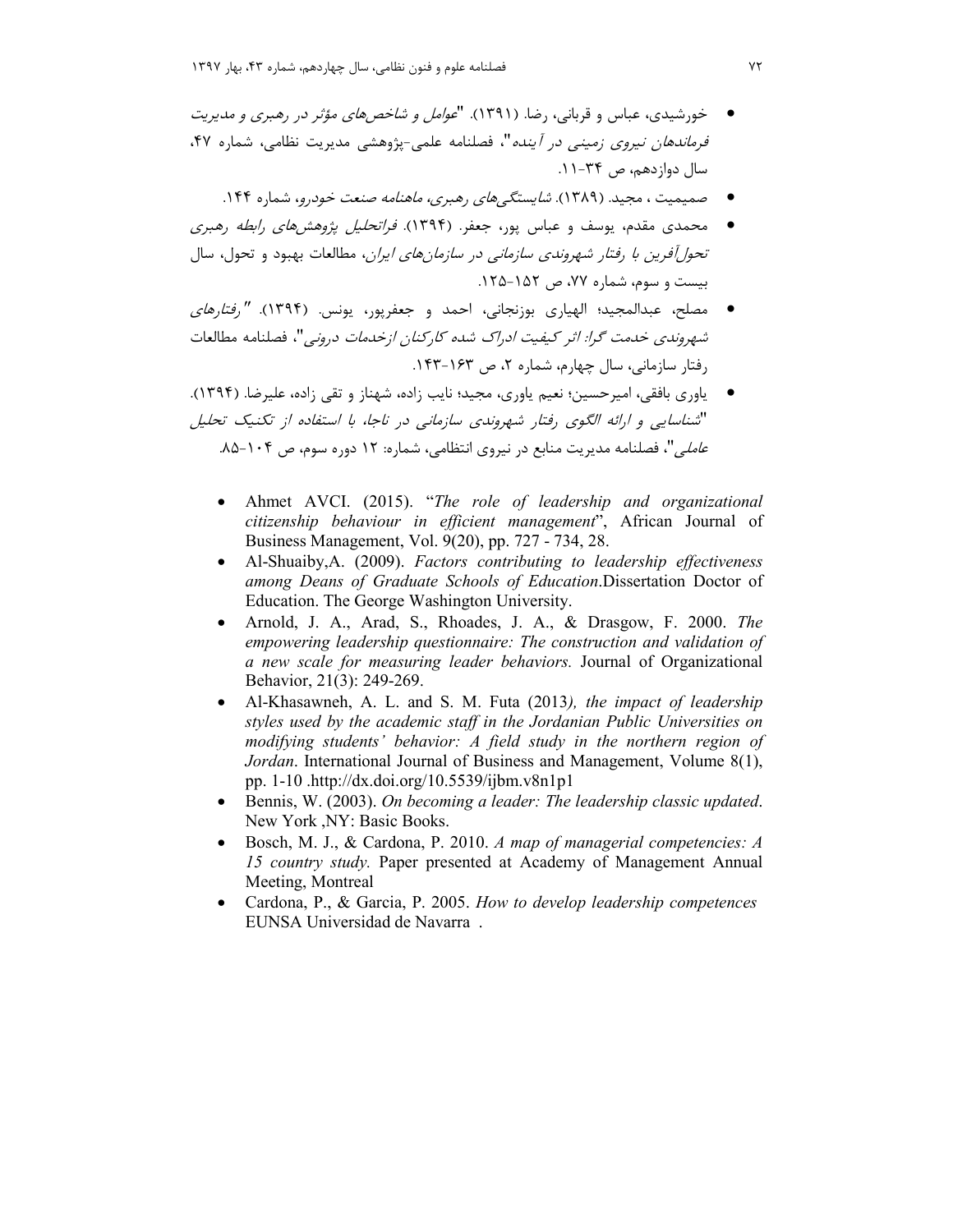- خورشیدی، عباس و قربانی، رضا. (۱۳۹۱). "*عوامل و شاخص‌های مؤثر در رهبری و مدیریت فرماندهان نیروی زمینی در آینده*"، فصلنامه علمی-پژوهشی مدیریت نظامی، شماره ۴۷، سال دوازدهم، ص ۳۴-۱۱.
- صمیمیت ، مجید. (۱۳۸۹). *شایستگی‌های رهبری، ماهنامه صنعت خودرو*، شماره ۱۴۴.
- محمدی مقدم، یوسف و عباس پور، جعفر. (۱۳۹۴). *فراتحلیل پژوهش‌های رابطه رهبری تحول‌آفرین با رفتار شهروندی سازمانی در سازمان‌های ایران*، مطالعات بهبود و تحول، سال بیست و سوم، شماره ۷۷، ص ۱۵۲-۱۲۵.
- مصلح، عبدالمجید؛ الهیاری بوزنجانی، احمد و جعفرپور، یونس. (۱۳۹۴). *"رفتارهای شهروندی خدمت گرا: اثر کیفیت ادراک شده کارکنان ازخدمات درونی"*، فصلنامه مطالعات رفتار سازمانی، سال چهارم، شماره ۲، ص ۱۶۳-۱۴۳.
- یاوری بافقی، امیرحسین؛ نعیم یاوری، مجید؛ نایب زاده، شهناز و تقی زاده، علیرضا. (۱۳۹۴). "*شناسایی و ارائه الگوی رفتار شهروندی سازمانی در ناجا، با استفاده از تکنیک تحلیل عاملی*"، فصلنامه مدیریت منابع در نیروی انتظامی، شماره: ۱۲ دوره سوم، ص ۱۰۴-۸۵.

- Ahmet AVCI. (2015). "*The role of leadership and organizational citizenship behaviour in efficient management*", African Journal of Business Management, Vol. 9(20), pp. 727 - 734, 28.
- Al-Shuaiby,A. (2009). *Factors contributing to leadership effectiveness among Deans of Graduate Schools of Education*.Dissertation Doctor of Education. The George Washington University.
- Arnold, J. A., Arad, S., Rhoades, J. A., & Drasgow, F. 2000. *The empowering leadership questionnaire: The construction and validation of a new scale for measuring leader behaviors.* Journal of Organizational Behavior, 21(3): 249-269.
- Al-Khasawneh, A. L. and S. M. Futa (2013*), the impact of leadership styles used by the academic staff in the Jordanian Public Universities on modifying students' behavior: A field study in the northern region of Jordan*. International Journal of Business and Management, Volume 8(1), pp. 1-10 .http://dx.doi.org/10.5539/ijbm.v8n1p1
- Bennis, W. (2003). *On becoming a leader: The leadership classic updated*. New York ,NY: Basic Books.
- Bosch, M. J., & Cardona, P. 2010. *A map of managerial competencies: A 15 country study.* Paper presented at Academy of Management Annual Meeting, Montreal
- Cardona, P., & Garcia, P. 2005. *How to develop leadership competences* EUNSA Universidad de Navarra .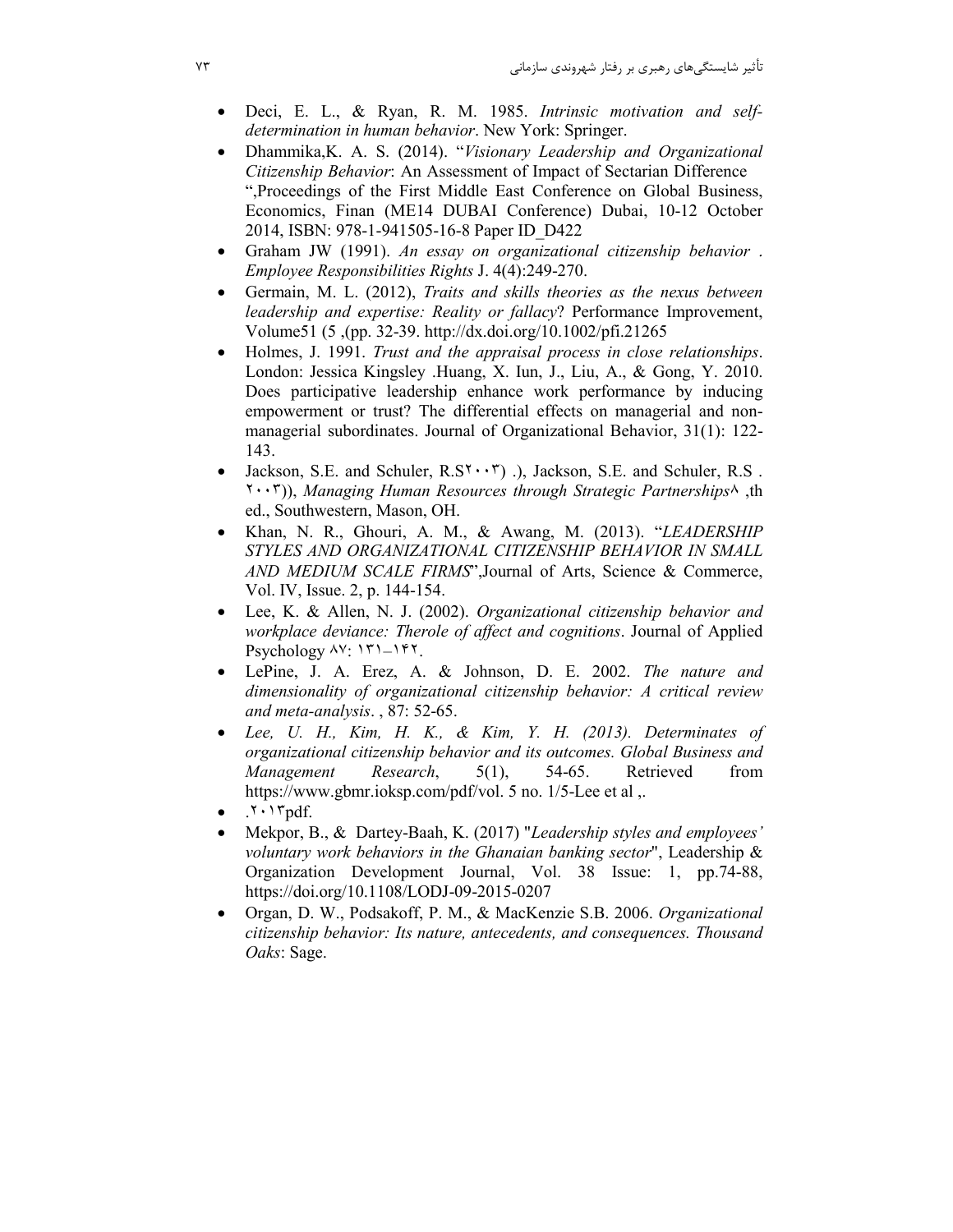- Deci, E. L., & Ryan, R. M. 1985. *Intrinsic motivation and self-determination in human behavior*. New York: Springer.
- Dhammika,K. A. S. (2014). "*Visionary Leadership and Organizational Citizenship Behavior*: An Assessment of Impact of Sectarian Difference ",Proceedings of the First Middle East Conference on Global Business, Economics, Finan (ME14 DUBAI Conference) Dubai, 10-12 October 2014, ISBN: 978-1-941505-16-8 Paper ID_D422
- Graham JW (1991). *An essay on organizational citizenship behavior . Employee Responsibilities Rights* J. 4(4):249-270.
- Germain, M. L. (2012), *Traits and skills theories as the nexus between leadership and expertise: Reality or fallacy*? Performance Improvement, Volume51 (5 ,(pp. 32-39. http://dx.doi.org/10.1002/pfi.21265
- Holmes, J. 1991. *Trust and the appraisal process in close relationships*. London: Jessica Kingsley .Huang, X. Iun, J., Liu, A., & Gong, Y. 2010. Does participative leadership enhance work performance by inducing empowerment or trust? The differential effects on managerial and non-managerial subordinates. Journal of Organizational Behavior, 31(1): 122-143.
- Jackson, S.E. and Schuler, R.S۲۰۰۳) .), Jackson, S.E. and Schuler, R.S . ۲۰۰۳)), *Managing Human Resources through Strategic Partnerships*۸ ,th ed., Southwestern, Mason, OH.
- Khan, N. R., Ghouri, A. M., & Awang, M. (2013). "*LEADERSHIP STYLES AND ORGANIZATIONAL CITIZENSHIP BEHAVIOR IN SMALL AND MEDIUM SCALE FIRMS*",Journal of Arts, Science & Commerce, Vol. IV, Issue. 2, p. 144-154.
- Lee, K. & Allen, N. J. (2002). *Organizational citizenship behavior and workplace deviance: Therole of affect and cognitions*. Journal of Applied Psychology ۸۷: ۱۳۱–۱۴۲.
- LePine, J. A. Erez, A. & Johnson, D. E. 2002. *The nature and dimensionality of organizational citizenship behavior: A critical review and meta-analysis*. , 87: 52-65.
- *Lee, U. H., Kim, H. K., & Kim, Y. H. (2013). Determinates of organizational citizenship behavior and its outcomes. Global Business and Management Research*, 5(1), 54-65. Retrieved from https://www.gbmr.ioksp.com/pdf/vol. 5 no. 1/5-Lee et al ,.
- .۲۰۱۳pdf.
- Mekpor, B., & Dartey-Baah, K. (2017) "*Leadership styles and employees' voluntary work behaviors in the Ghanaian banking sector*", Leadership & Organization Development Journal, Vol. 38 Issue: 1, pp.74-88, https://doi.org/10.1108/LODJ-09-2015-0207
- Organ, D. W., Podsakoff, P. M., & MacKenzie S.B. 2006. *Organizational citizenship behavior: Its nature, antecedents, and consequences. Thousand Oaks*: Sage.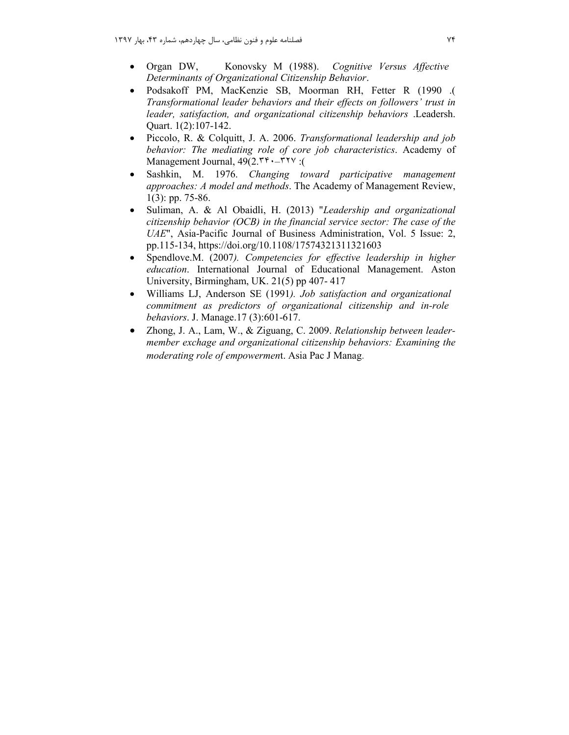- Organ DW, Konovsky M (1988). *Cognitive Versus Affective Determinants of Organizational Citizenship Behavior*.
- Podsakoff PM, MacKenzie SB, Moorman RH, Fetter R (1990 .( *Transformational leader behaviors and their effects on followers' trust in leader, satisfaction, and organizational citizenship behaviors* .Leadersh. Quart. 1(2):107-142.
- Piccolo, R. & Colquitt, J. A. 2006. *Transformational leadership and job behavior: The mediating role of core job characteristics*. Academy of Management Journal, 49(2.۳۴۰–۳۲۷ :(
- Sashkin, M. 1976. *Changing toward participative management approaches: A model and methods*. The Academy of Management Review, 1(3): pp. 75-86.
- Suliman, A. & Al Obaidli, H. (2013) "*Leadership and organizational citizenship behavior (OCB) in the financial service sector: The case of the UAE*", Asia-Pacific Journal of Business Administration, Vol. 5 Issue: 2, pp.115-134, https://doi.org/10.1108/17574321311321603
- Spendlove.M. (2007*). Competencies for effective leadership in higher education*. International Journal of Educational Management. Aston University, Birmingham, UK. 21(5) pp 407- 417
- Williams LJ, Anderson SE (1991*). Job satisfaction and organizational commitment as predictors of organizational citizenship and in-role behaviors*. J. Manage.17 (3):601-617.
- Zhong, J. A., Lam, W., & Ziguang, C. 2009. *Relationship between leader-member exchage and organizational citizenship behaviors: Examining the moderating role of empowermen*t. Asia Pac J Manag.